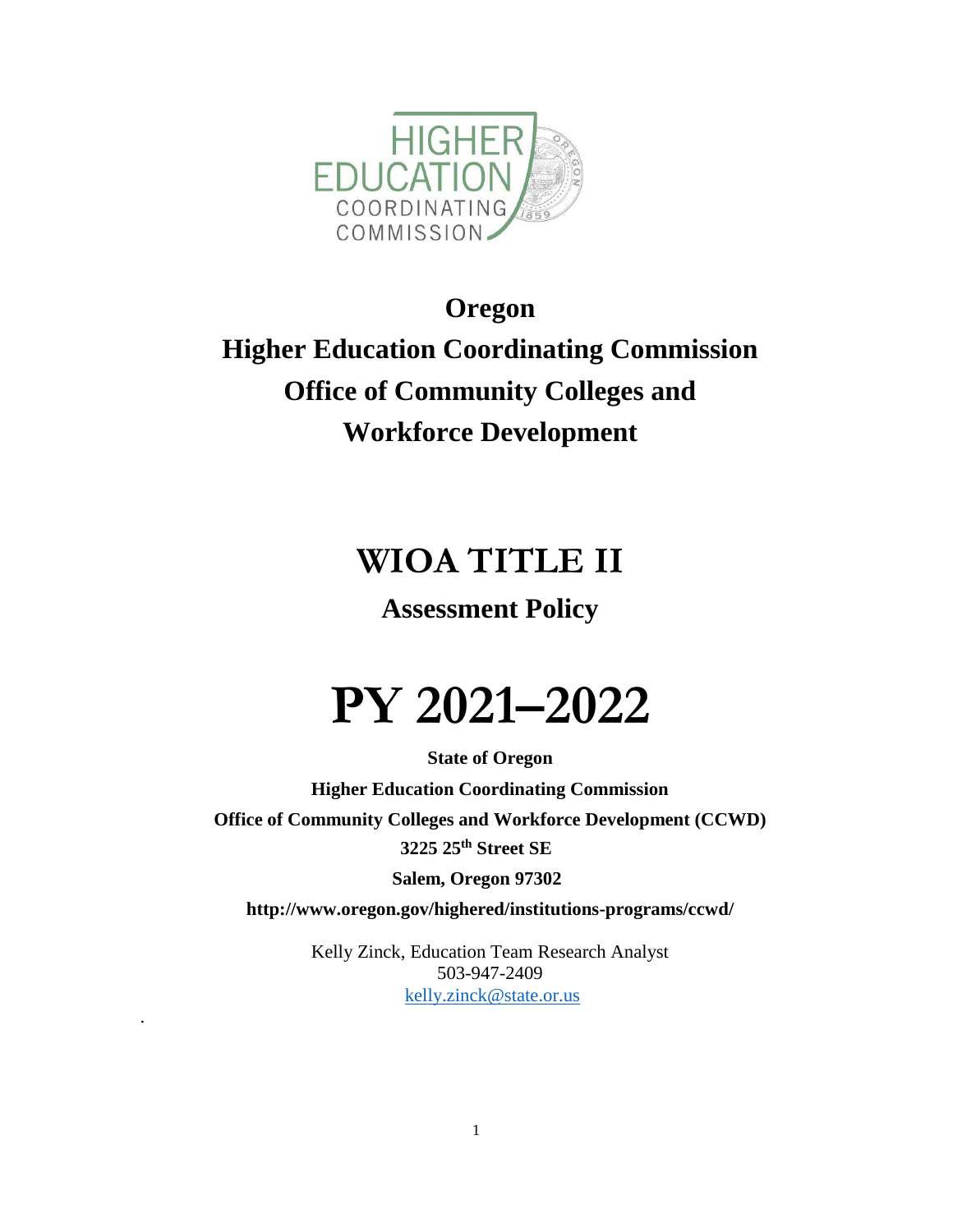# Oregon
# Higher Education Coordinating Commission
# Office of Community Colleges and Workforce Development

# WIOA TITLE II

## Assessment Policy

# PY 2021–2022

**State of Oregon**

**Higher Education Coordinating Commission**

**Office of Community Colleges and Workforce Development (CCWD)**

**3225 25th Street SE**

**Salem, Oregon 97302**

**http://www.oregon.gov/highered/institutions-programs/ccwd/**

Kelly Zinck, Education Team Research Analyst
503-947-2409
kelly.zinck@state.or.us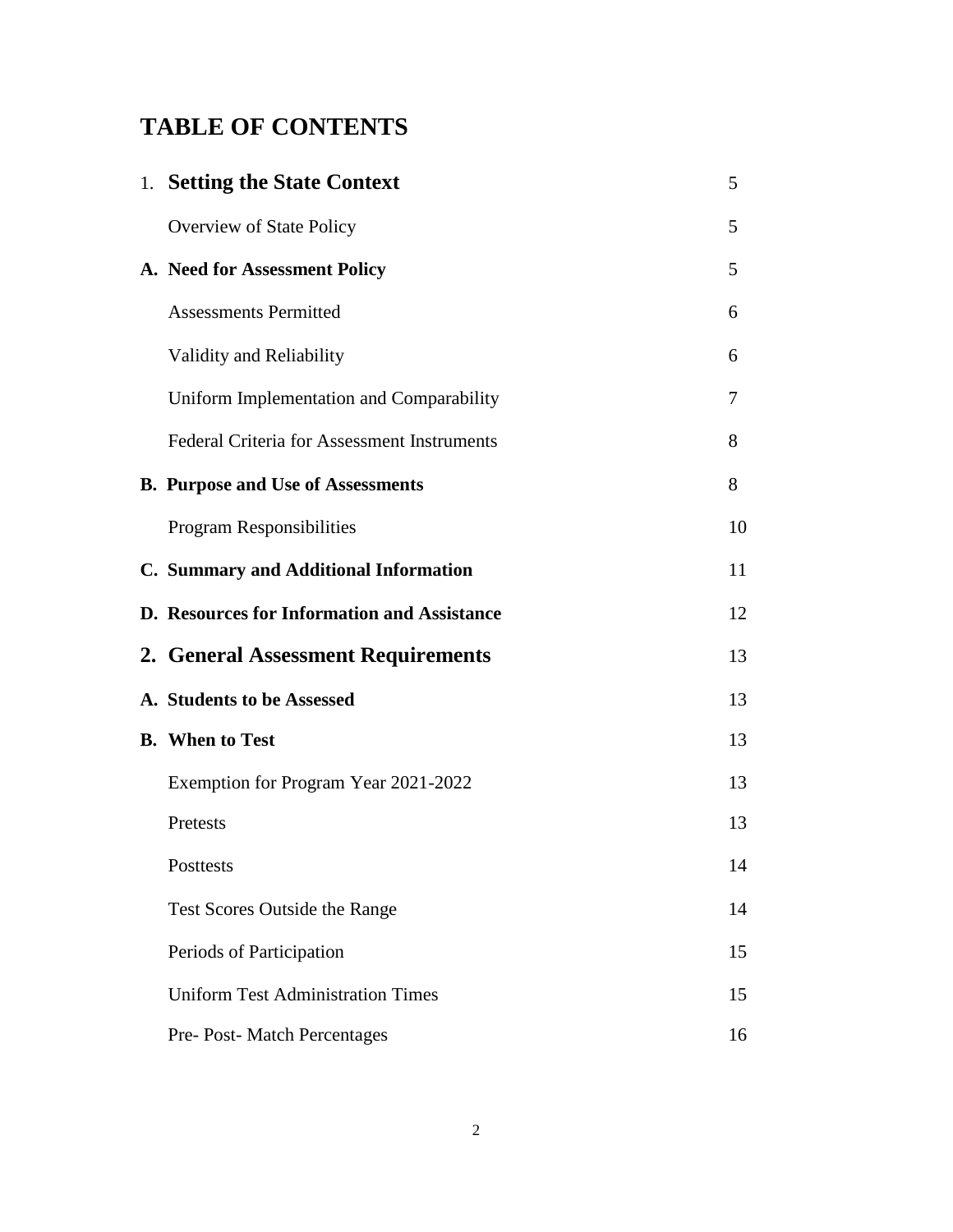# TABLE OF CONTENTS

| | |
|---|---|
| 1. **Setting the State Context** | 5 |
| Overview of State Policy | 5 |
| **A. Need for Assessment Policy** | 5 |
| Assessments Permitted | 6 |
| Validity and Reliability | 6 |
| Uniform Implementation and Comparability | 7 |
| Federal Criteria for Assessment Instruments | 8 |
| **B. Purpose and Use of Assessments** | 8 |
| Program Responsibilities | 10 |
| **C. Summary and Additional Information** | 11 |
| **D. Resources for Information and Assistance** | 12 |
| **2. General Assessment Requirements** | 13 |
| **A. Students to be Assessed** | 13 |
| **B. When to Test** | 13 |
| Exemption for Program Year 2021-2022 | 13 |
| Pretests | 13 |
| Posttests | 14 |
| Test Scores Outside the Range | 14 |
| Periods of Participation | 15 |
| Uniform Test Administration Times | 15 |
| Pre- Post- Match Percentages | 16 |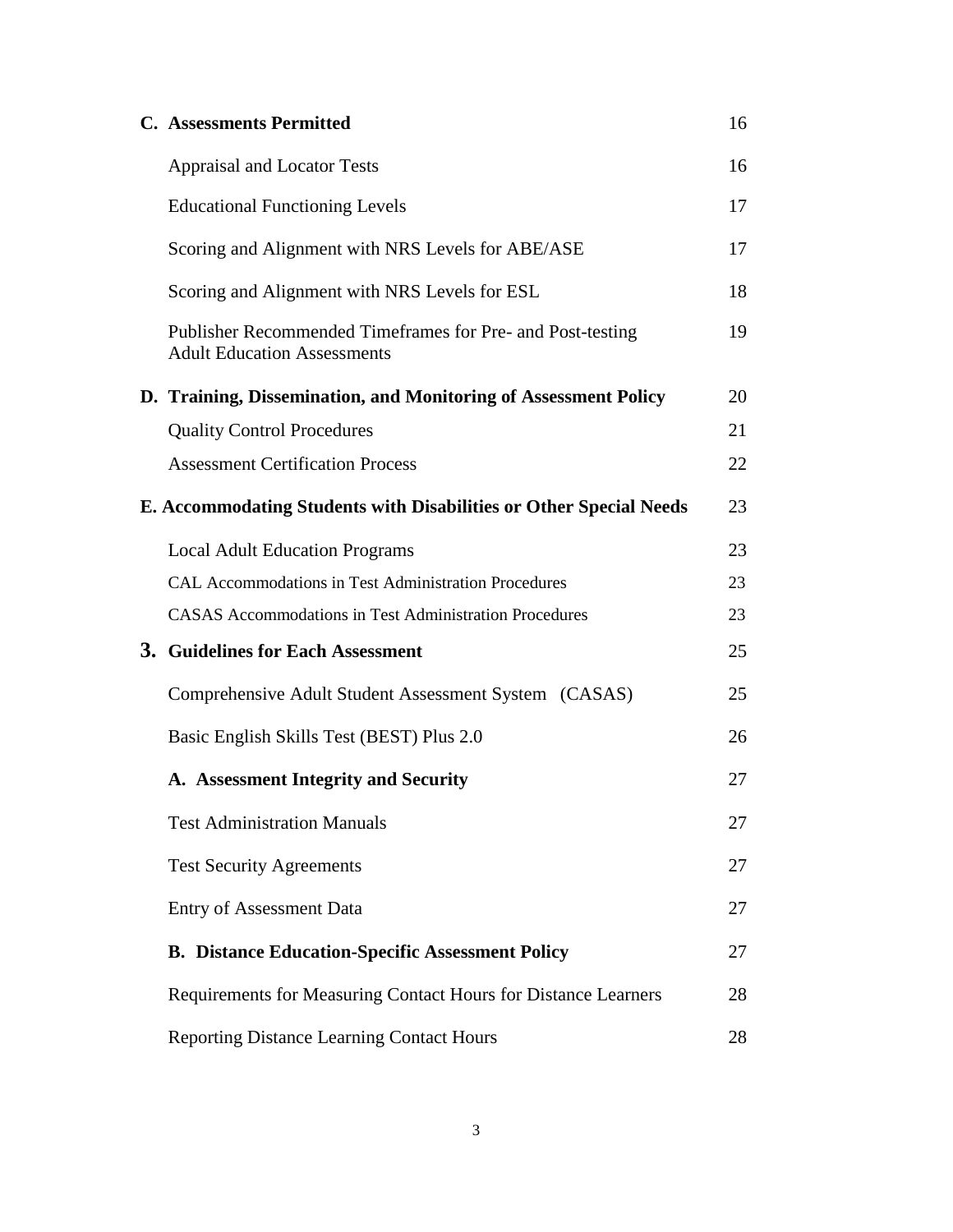| | |
|---|---|
| **C. Assessments Permitted** | 16 |
| Appraisal and Locator Tests | 16 |
| Educational Functioning Levels | 17 |
| Scoring and Alignment with NRS Levels for ABE/ASE | 17 |
| Scoring and Alignment with NRS Levels for ESL | 18 |
| Publisher Recommended Timeframes for Pre- and Post-testing Adult Education Assessments | 19 |
| **D. Training, Dissemination, and Monitoring of Assessment Policy** | 20 |
| Quality Control Procedures | 21 |
| Assessment Certification Process | 22 |
| **E. Accommodating Students with Disabilities or Other Special Needs** | 23 |
| Local Adult Education Programs | 23 |
| CAL Accommodations in Test Administration Procedures | 23 |
| CASAS Accommodations in Test Administration Procedures | 23 |
| **3. Guidelines for Each Assessment** | 25 |
| Comprehensive Adult Student Assessment System (CASAS) | 25 |
| Basic English Skills Test (BEST) Plus 2.0 | 26 |
| **A. Assessment Integrity and Security** | 27 |
| Test Administration Manuals | 27 |
| Test Security Agreements | 27 |
| Entry of Assessment Data | 27 |
| **B. Distance Education-Specific Assessment Policy** | 27 |
| Requirements for Measuring Contact Hours for Distance Learners | 28 |
| Reporting Distance Learning Contact Hours | 28 |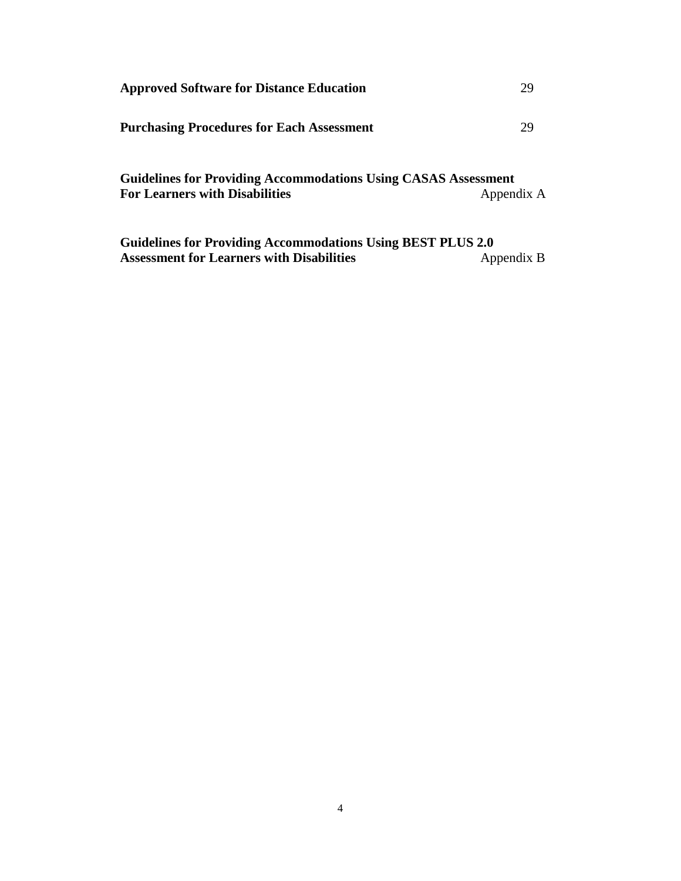**Approved Software for Distance Education** 29

**Purchasing Procedures for Each Assessment** 29

**Guidelines for Providing Accommodations Using CASAS Assessment For Learners with Disabilities** Appendix A

**Guidelines for Providing Accommodations Using BEST PLUS 2.0 Assessment for Learners with Disabilities** Appendix B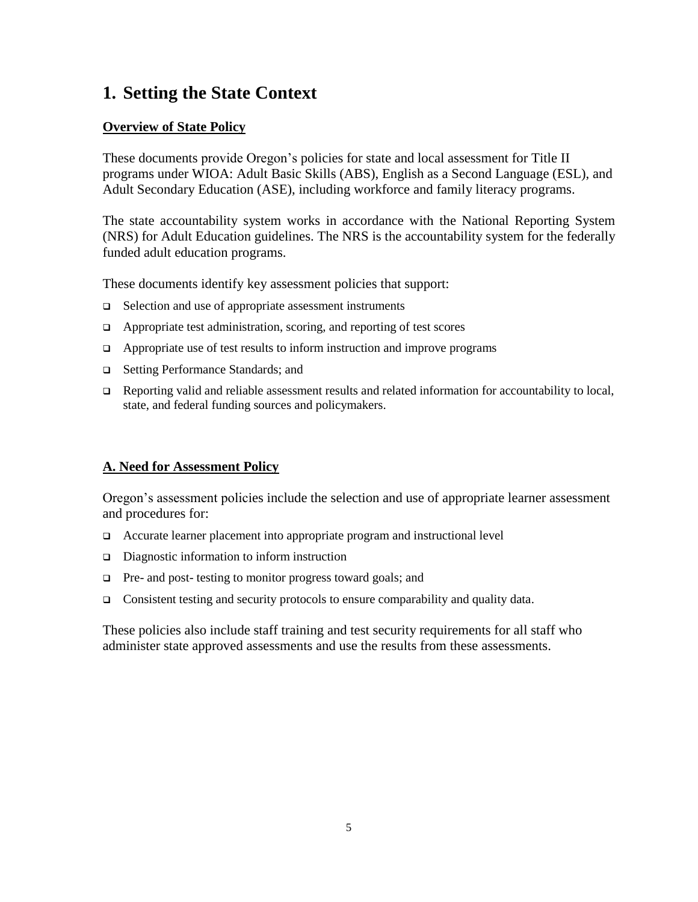# 1. Setting the State Context

**Overview of State Policy**

These documents provide Oregon's policies for state and local assessment for Title II programs under WIOA: Adult Basic Skills (ABS), English as a Second Language (ESL), and Adult Secondary Education (ASE), including workforce and family literacy programs.

The state accountability system works in accordance with the National Reporting System (NRS) for Adult Education guidelines. The NRS is the accountability system for the federally funded adult education programs.

These documents identify key assessment policies that support:

- Selection and use of appropriate assessment instruments
- Appropriate test administration, scoring, and reporting of test scores
- Appropriate use of test results to inform instruction and improve programs
- Setting Performance Standards; and
- Reporting valid and reliable assessment results and related information for accountability to local, state, and federal funding sources and policymakers.

**A. Need for Assessment Policy**

Oregon's assessment policies include the selection and use of appropriate learner assessment and procedures for:

- Accurate learner placement into appropriate program and instructional level
- Diagnostic information to inform instruction
- Pre- and post- testing to monitor progress toward goals; and
- Consistent testing and security protocols to ensure comparability and quality data.

These policies also include staff training and test security requirements for all staff who administer state approved assessments and use the results from these assessments.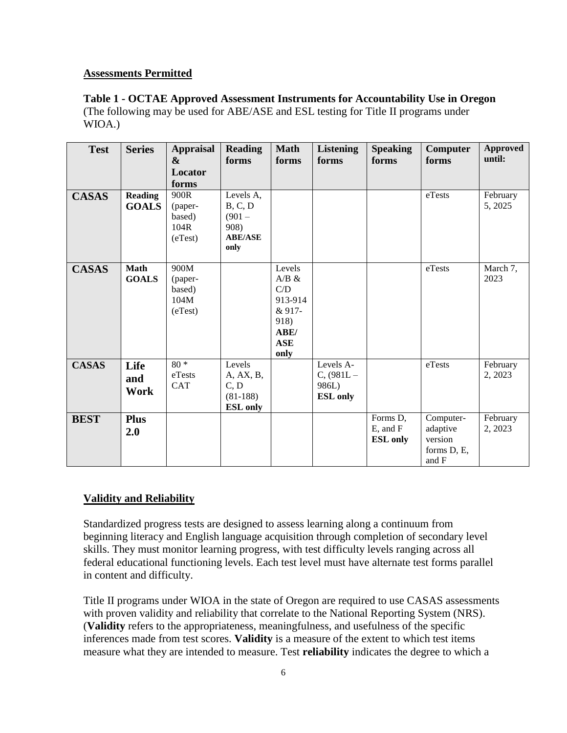**Assessments Permitted**

**Table 1 - OCTAE Approved Assessment Instruments for Accountability Use in Oregon** (The following may be used for ABE/ASE and ESL testing for Title II programs under WIOA.)

| Test | Series | Appraisal & Locator forms | Reading forms | Math forms | Listening forms | Speaking forms | Computer forms | Approved until: |
|---|---|---|---|---|---|---|---|---|
| **CASAS** | **Reading GOALS** | 900R (paper-based) 104R (eTest) | Levels A, B, C, D (901 – 908) **ABE/ASE only** | | | | eTests | February 5, 2025 |
| **CASAS** | **Math GOALS** | 900M (paper-based) 104M (eTest) | | Levels A/B & C/D 913-914 & 917-918) **ABE/ ASE only** | | | eTests | March 7, 2023 |
| **CASAS** | **Life and Work** | 80 * eTests CAT | Levels A, AX, B, C, D (81-188) **ESL only** | | Levels A-C, (981L – 986L) **ESL only** | | eTests | February 2, 2023 |
| **BEST** | **Plus 2.0** | | | | | Forms D, E, and F **ESL only** | Computer-adaptive version forms D, E, and F | February 2, 2023 |

**Validity and Reliability**

Standardized progress tests are designed to assess learning along a continuum from beginning literacy and English language acquisition through completion of secondary level skills. They must monitor learning progress, with test difficulty levels ranging across all federal educational functioning levels. Each test level must have alternate test forms parallel in content and difficulty.

Title II programs under WIOA in the state of Oregon are required to use CASAS assessments with proven validity and reliability that correlate to the National Reporting System (NRS). (**Validity** refers to the appropriateness, meaningfulness, and usefulness of the specific inferences made from test scores. **Validity** is a measure of the extent to which test items measure what they are intended to measure. Test **reliability** indicates the degree to which a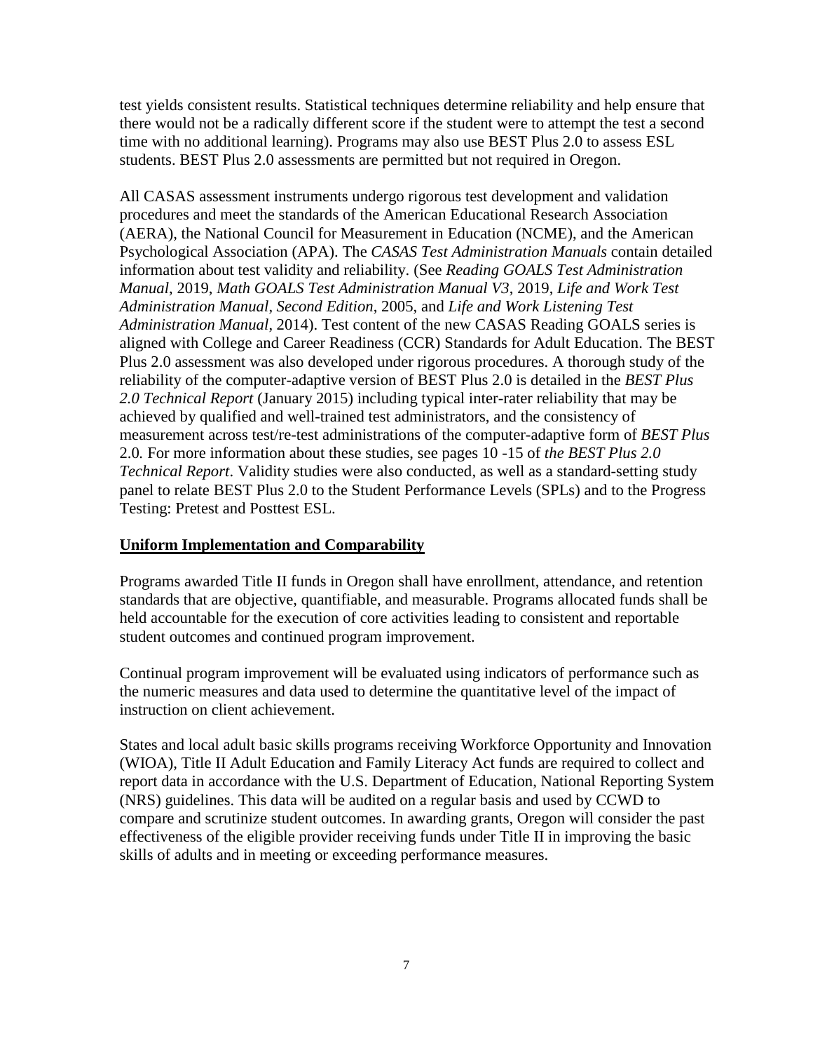test yields consistent results. Statistical techniques determine reliability and help ensure that there would not be a radically different score if the student were to attempt the test a second time with no additional learning). Programs may also use BEST Plus 2.0 to assess ESL students. BEST Plus 2.0 assessments are permitted but not required in Oregon.

All CASAS assessment instruments undergo rigorous test development and validation procedures and meet the standards of the American Educational Research Association (AERA), the National Council for Measurement in Education (NCME), and the American Psychological Association (APA). The *CASAS Test Administration Manuals* contain detailed information about test validity and reliability. (See *Reading GOALS Test Administration Manual*, 2019, *Math GOALS Test Administration Manual V3*, 2019, *Life and Work Test Administration Manual*, *Second Edition*, 2005, and *Life and Work Listening Test Administration Manual*, 2014). Test content of the new CASAS Reading GOALS series is aligned with College and Career Readiness (CCR) Standards for Adult Education. The BEST Plus 2.0 assessment was also developed under rigorous procedures. A thorough study of the reliability of the computer-adaptive version of BEST Plus 2.0 is detailed in the *BEST Plus 2.0 Technical Report* (January 2015) including typical inter-rater reliability that may be achieved by qualified and well-trained test administrators, and the consistency of measurement across test/re-test administrations of the computer-adaptive form of *BEST Plus* 2.0*.* For more information about these studies, see pages 10 -15 of *the BEST Plus 2.0 Technical Report*. Validity studies were also conducted, as well as a standard-setting study panel to relate BEST Plus 2.0 to the Student Performance Levels (SPLs) and to the Progress Testing: Pretest and Posttest ESL.

## Uniform Implementation and Comparability

Programs awarded Title II funds in Oregon shall have enrollment, attendance, and retention standards that are objective, quantifiable, and measurable. Programs allocated funds shall be held accountable for the execution of core activities leading to consistent and reportable student outcomes and continued program improvement.

Continual program improvement will be evaluated using indicators of performance such as the numeric measures and data used to determine the quantitative level of the impact of instruction on client achievement.

States and local adult basic skills programs receiving Workforce Opportunity and Innovation (WIOA), Title II Adult Education and Family Literacy Act funds are required to collect and report data in accordance with the U.S. Department of Education, National Reporting System (NRS) guidelines. This data will be audited on a regular basis and used by CCWD to compare and scrutinize student outcomes. In awarding grants, Oregon will consider the past effectiveness of the eligible provider receiving funds under Title II in improving the basic skills of adults and in meeting or exceeding performance measures.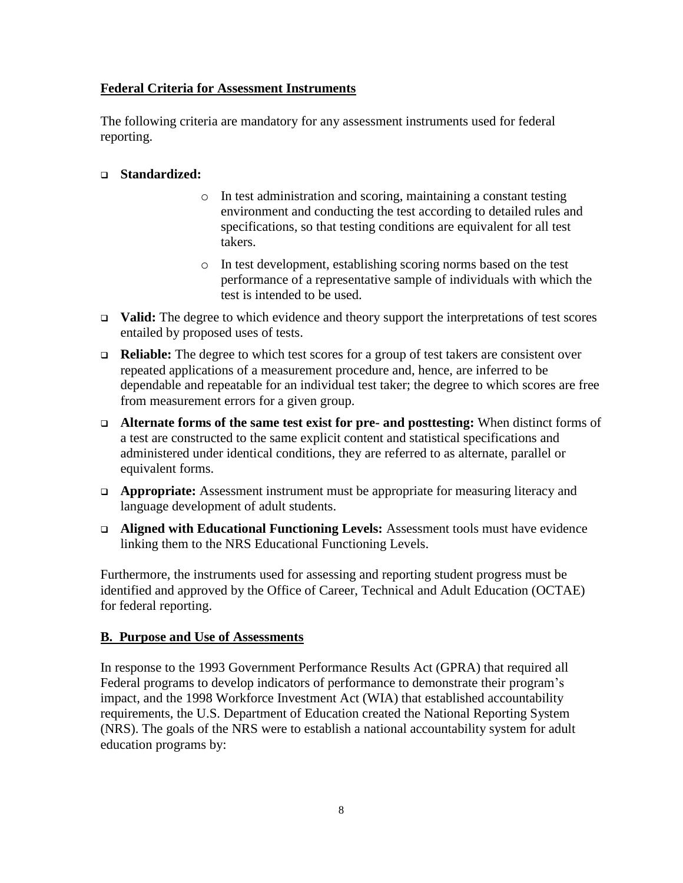## Federal Criteria for Assessment Instruments

The following criteria are mandatory for any assessment instruments used for federal reporting.

- **Standardized:**
  - In test administration and scoring, maintaining a constant testing environment and conducting the test according to detailed rules and specifications, so that testing conditions are equivalent for all test takers.
  - In test development, establishing scoring norms based on the test performance of a representative sample of individuals with which the test is intended to be used.
- **Valid:** The degree to which evidence and theory support the interpretations of test scores entailed by proposed uses of tests.
- **Reliable:** The degree to which test scores for a group of test takers are consistent over repeated applications of a measurement procedure and, hence, are inferred to be dependable and repeatable for an individual test taker; the degree to which scores are free from measurement errors for a given group.
- **Alternate forms of the same test exist for pre- and posttesting:** When distinct forms of a test are constructed to the same explicit content and statistical specifications and administered under identical conditions, they are referred to as alternate, parallel or equivalent forms.
- **Appropriate:** Assessment instrument must be appropriate for measuring literacy and language development of adult students.
- **Aligned with Educational Functioning Levels:** Assessment tools must have evidence linking them to the NRS Educational Functioning Levels.

Furthermore, the instruments used for assessing and reporting student progress must be identified and approved by the Office of Career, Technical and Adult Education (OCTAE) for federal reporting.

## B. Purpose and Use of Assessments

In response to the 1993 Government Performance Results Act (GPRA) that required all Federal programs to develop indicators of performance to demonstrate their program's impact, and the 1998 Workforce Investment Act (WIA) that established accountability requirements, the U.S. Department of Education created the National Reporting System (NRS). The goals of the NRS were to establish a national accountability system for adult education programs by: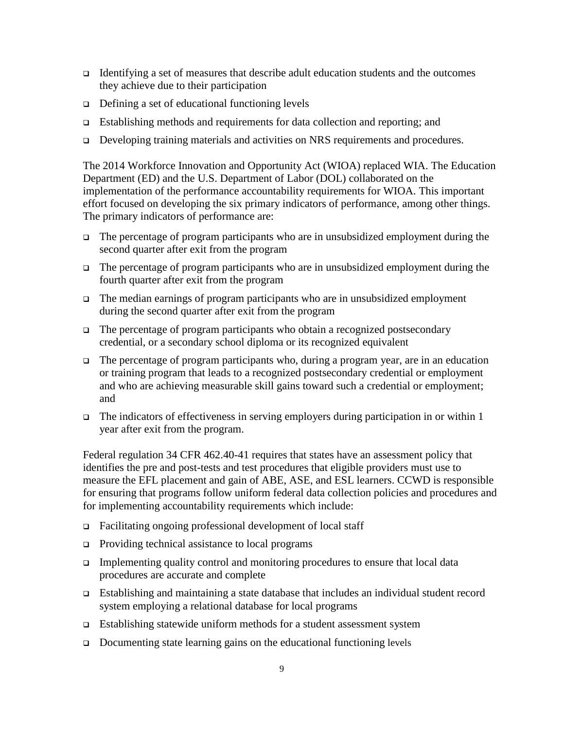- Identifying a set of measures that describe adult education students and the outcomes they achieve due to their participation
- Defining a set of educational functioning levels
- Establishing methods and requirements for data collection and reporting; and
- Developing training materials and activities on NRS requirements and procedures.

The 2014 Workforce Innovation and Opportunity Act (WIOA) replaced WIA. The Education Department (ED) and the U.S. Department of Labor (DOL) collaborated on the implementation of the performance accountability requirements for WIOA. This important effort focused on developing the six primary indicators of performance, among other things. The primary indicators of performance are:

- The percentage of program participants who are in unsubsidized employment during the second quarter after exit from the program
- The percentage of program participants who are in unsubsidized employment during the fourth quarter after exit from the program
- The median earnings of program participants who are in unsubsidized employment during the second quarter after exit from the program
- The percentage of program participants who obtain a recognized postsecondary credential, or a secondary school diploma or its recognized equivalent
- The percentage of program participants who, during a program year, are in an education or training program that leads to a recognized postsecondary credential or employment and who are achieving measurable skill gains toward such a credential or employment; and
- The indicators of effectiveness in serving employers during participation in or within 1 year after exit from the program.

Federal regulation 34 CFR 462.40-41 requires that states have an assessment policy that identifies the pre and post-tests and test procedures that eligible providers must use to measure the EFL placement and gain of ABE, ASE, and ESL learners. CCWD is responsible for ensuring that programs follow uniform federal data collection policies and procedures and for implementing accountability requirements which include:

- Facilitating ongoing professional development of local staff
- Providing technical assistance to local programs
- Implementing quality control and monitoring procedures to ensure that local data procedures are accurate and complete
- Establishing and maintaining a state database that includes an individual student record system employing a relational database for local programs
- Establishing statewide uniform methods for a student assessment system
- Documenting state learning gains on the educational functioning levels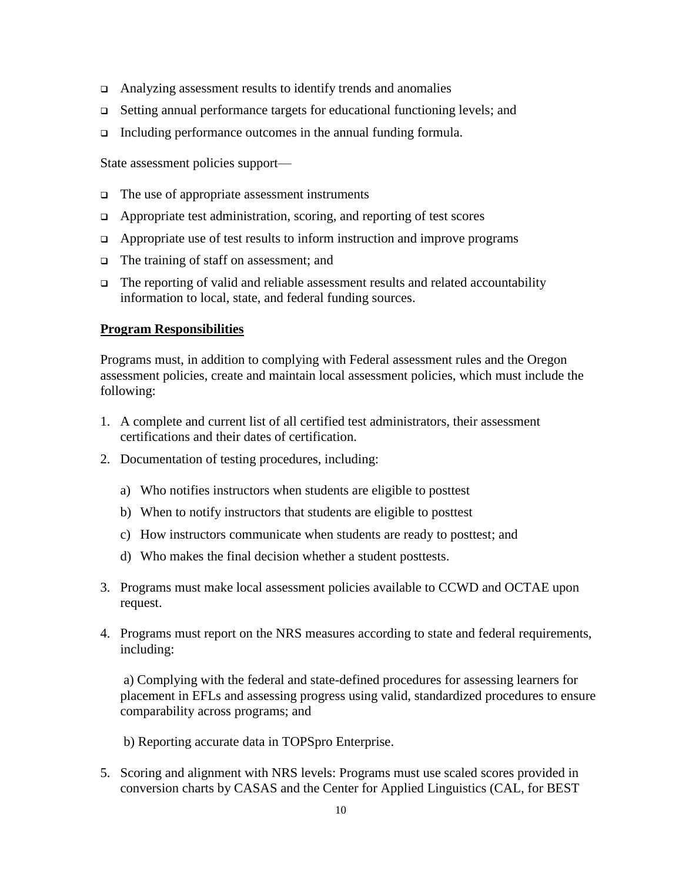- Analyzing assessment results to identify trends and anomalies
- Setting annual performance targets for educational functioning levels; and
- Including performance outcomes in the annual funding formula.

State assessment policies support—

- The use of appropriate assessment instruments
- Appropriate test administration, scoring, and reporting of test scores
- Appropriate use of test results to inform instruction and improve programs
- The training of staff on assessment; and
- The reporting of valid and reliable assessment results and related accountability information to local, state, and federal funding sources.

**Program Responsibilities**

Programs must, in addition to complying with Federal assessment rules and the Oregon assessment policies, create and maintain local assessment policies, which must include the following:

1. A complete and current list of all certified test administrators, their assessment certifications and their dates of certification.
2. Documentation of testing procedures, including:
   a) Who notifies instructors when students are eligible to posttest
   b) When to notify instructors that students are eligible to posttest
   c) How instructors communicate when students are ready to posttest; and
   d) Who makes the final decision whether a student posttests.
3. Programs must make local assessment policies available to CCWD and OCTAE upon request.
4. Programs must report on the NRS measures according to state and federal requirements, including:

   a) Complying with the federal and state-defined procedures for assessing learners for placement in EFLs and assessing progress using valid, standardized procedures to ensure comparability across programs; and

   b) Reporting accurate data in TOPSpro Enterprise.
5. Scoring and alignment with NRS levels: Programs must use scaled scores provided in conversion charts by CASAS and the Center for Applied Linguistics (CAL, for BEST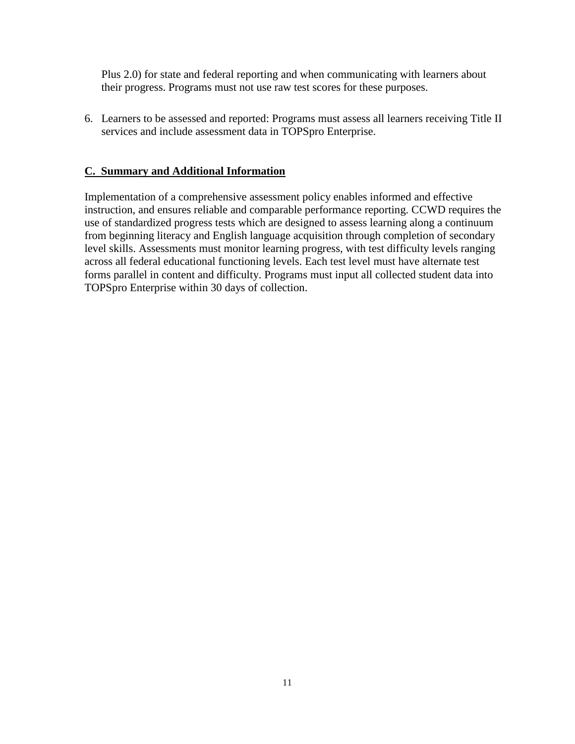Plus 2.0) for state and federal reporting and when communicating with learners about their progress. Programs must not use raw test scores for these purposes.

6. Learners to be assessed and reported: Programs must assess all learners receiving Title II services and include assessment data in TOPSpro Enterprise.

## C. Summary and Additional Information

Implementation of a comprehensive assessment policy enables informed and effective instruction, and ensures reliable and comparable performance reporting. CCWD requires the use of standardized progress tests which are designed to assess learning along a continuum from beginning literacy and English language acquisition through completion of secondary level skills. Assessments must monitor learning progress, with test difficulty levels ranging across all federal educational functioning levels. Each test level must have alternate test forms parallel in content and difficulty. Programs must input all collected student data into TOPSpro Enterprise within 30 days of collection.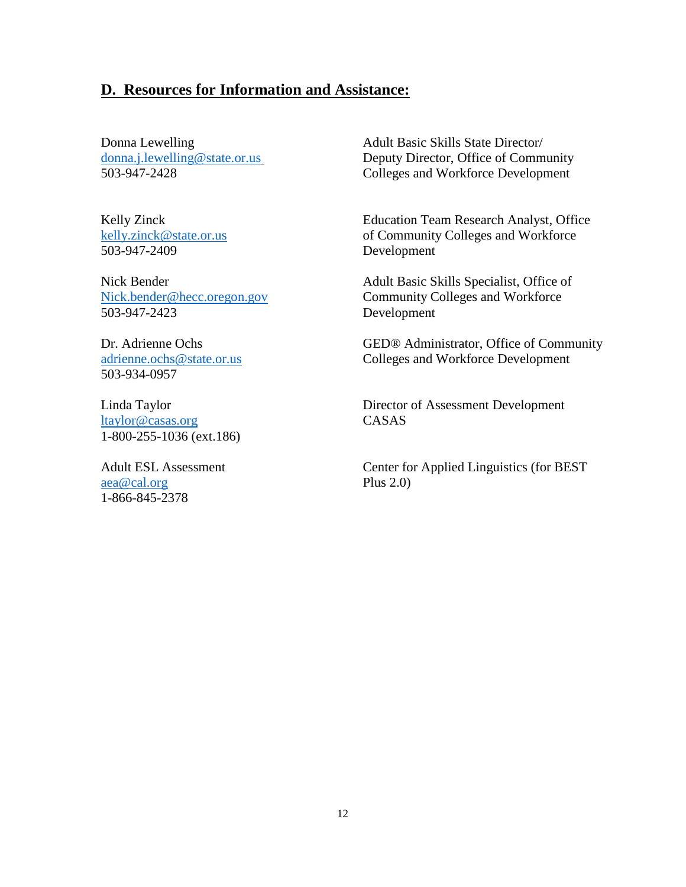## D. Resources for Information and Assistance:

Donna Lewelling
donna.j.lewelling@state.or.us
503-947-2428

Adult Basic Skills State Director/
Deputy Director, Office of Community Colleges and Workforce Development

Kelly Zinck
kelly.zinck@state.or.us
503-947-2409

Education Team Research Analyst, Office of Community Colleges and Workforce Development

Nick Bender
Nick.bender@hecc.oregon.gov
503-947-2423

Adult Basic Skills Specialist, Office of Community Colleges and Workforce Development

Dr. Adrienne Ochs
adrienne.ochs@state.or.us
503-934-0957

GED® Administrator, Office of Community Colleges and Workforce Development

Linda Taylor
ltaylor@casas.org
1-800-255-1036 (ext.186)

Director of Assessment Development
CASAS

Adult ESL Assessment
aea@cal.org
1-866-845-2378

Center for Applied Linguistics (for BEST Plus 2.0)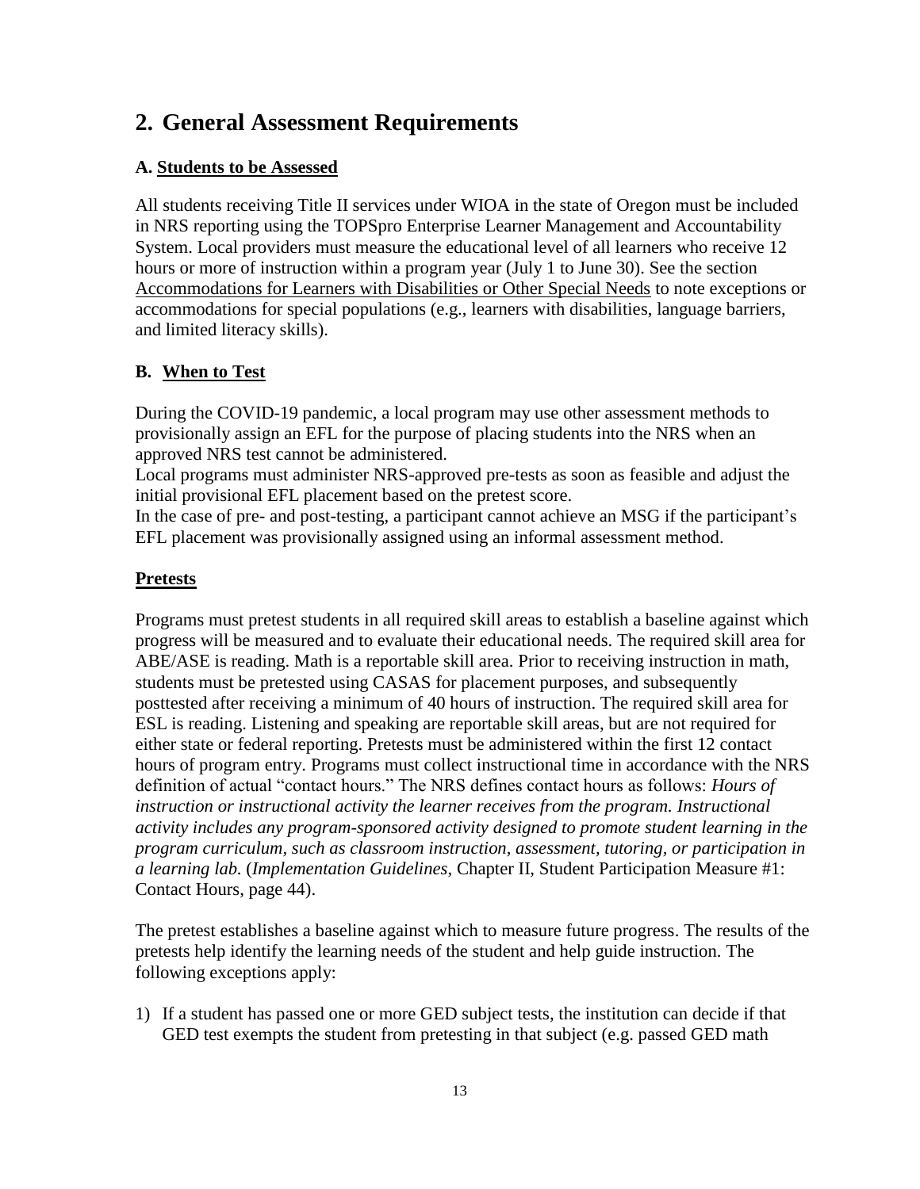## 2. General Assessment Requirements

### A. Students to be Assessed

All students receiving Title II services under WIOA in the state of Oregon must be included in NRS reporting using the TOPSpro Enterprise Learner Management and Accountability System. Local providers must measure the educational level of all learners who receive 12 hours or more of instruction within a program year (July 1 to June 30). See the section Accommodations for Learners with Disabilities or Other Special Needs to note exceptions or accommodations for special populations (e.g., learners with disabilities, language barriers, and limited literacy skills).

### B. When to Test

During the COVID-19 pandemic, a local program may use other assessment methods to provisionally assign an EFL for the purpose of placing students into the NRS when an approved NRS test cannot be administered.
Local programs must administer NRS-approved pre-tests as soon as feasible and adjust the initial provisional EFL placement based on the pretest score.
In the case of pre- and post-testing, a participant cannot achieve an MSG if the participant's EFL placement was provisionally assigned using an informal assessment method.

### Pretests

Programs must pretest students in all required skill areas to establish a baseline against which progress will be measured and to evaluate their educational needs. The required skill area for ABE/ASE is reading. Math is a reportable skill area. Prior to receiving instruction in math, students must be pretested using CASAS for placement purposes, and subsequently posttested after receiving a minimum of 40 hours of instruction. The required skill area for ESL is reading. Listening and speaking are reportable skill areas, but are not required for either state or federal reporting. Pretests must be administered within the first 12 contact hours of program entry. Programs must collect instructional time in accordance with the NRS definition of actual "contact hours." The NRS defines contact hours as follows: *Hours of instruction or instructional activity the learner receives from the program. Instructional activity includes any program-sponsored activity designed to promote student learning in the program curriculum, such as classroom instruction, assessment, tutoring, or participation in a learning lab.* (*Implementation Guidelines*, Chapter II, Student Participation Measure #1: Contact Hours, page 44).

The pretest establishes a baseline against which to measure future progress. The results of the pretests help identify the learning needs of the student and help guide instruction. The following exceptions apply:

1) If a student has passed one or more GED subject tests, the institution can decide if that GED test exempts the student from pretesting in that subject (e.g. passed GED math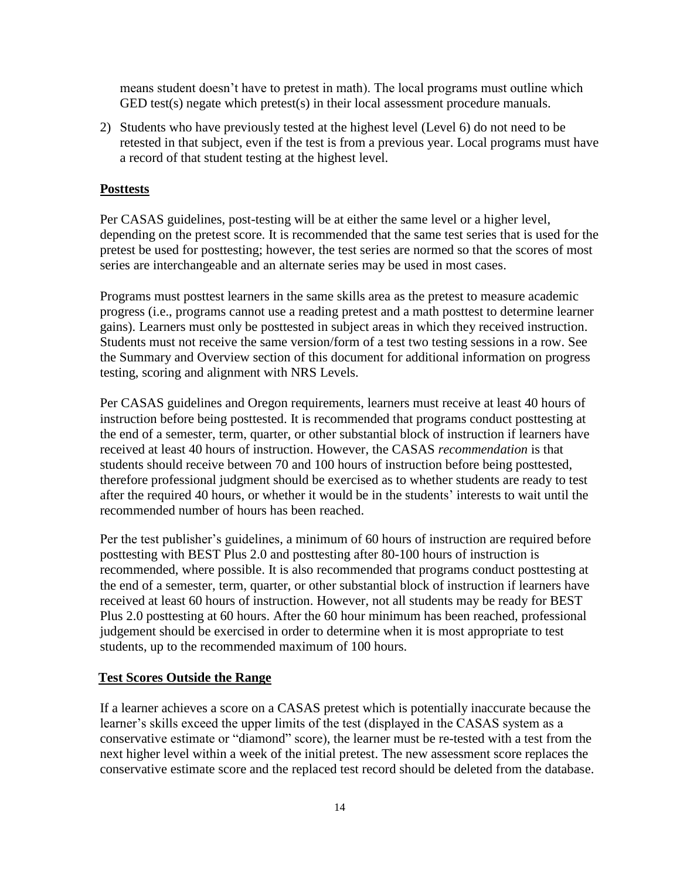means student doesn't have to pretest in math). The local programs must outline which GED test(s) negate which pretest(s) in their local assessment procedure manuals.

2) Students who have previously tested at the highest level (Level 6) do not need to be retested in that subject, even if the test is from a previous year. Local programs must have a record of that student testing at the highest level.

## Posttests

Per CASAS guidelines, post-testing will be at either the same level or a higher level, depending on the pretest score. It is recommended that the same test series that is used for the pretest be used for posttesting; however, the test series are normed so that the scores of most series are interchangeable and an alternate series may be used in most cases.

Programs must posttest learners in the same skills area as the pretest to measure academic progress (i.e., programs cannot use a reading pretest and a math posttest to determine learner gains). Learners must only be posttested in subject areas in which they received instruction. Students must not receive the same version/form of a test two testing sessions in a row. See the Summary and Overview section of this document for additional information on progress testing, scoring and alignment with NRS Levels.

Per CASAS guidelines and Oregon requirements, learners must receive at least 40 hours of instruction before being posttested. It is recommended that programs conduct posttesting at the end of a semester, term, quarter, or other substantial block of instruction if learners have received at least 40 hours of instruction. However, the CASAS *recommendation* is that students should receive between 70 and 100 hours of instruction before being posttested, therefore professional judgment should be exercised as to whether students are ready to test after the required 40 hours, or whether it would be in the students' interests to wait until the recommended number of hours has been reached.

Per the test publisher's guidelines, a minimum of 60 hours of instruction are required before posttesting with BEST Plus 2.0 and posttesting after 80-100 hours of instruction is recommended, where possible. It is also recommended that programs conduct posttesting at the end of a semester, term, quarter, or other substantial block of instruction if learners have received at least 60 hours of instruction. However, not all students may be ready for BEST Plus 2.0 posttesting at 60 hours. After the 60 hour minimum has been reached, professional judgement should be exercised in order to determine when it is most appropriate to test students, up to the recommended maximum of 100 hours.

## Test Scores Outside the Range

If a learner achieves a score on a CASAS pretest which is potentially inaccurate because the learner's skills exceed the upper limits of the test (displayed in the CASAS system as a conservative estimate or "diamond" score), the learner must be re-tested with a test from the next higher level within a week of the initial pretest. The new assessment score replaces the conservative estimate score and the replaced test record should be deleted from the database.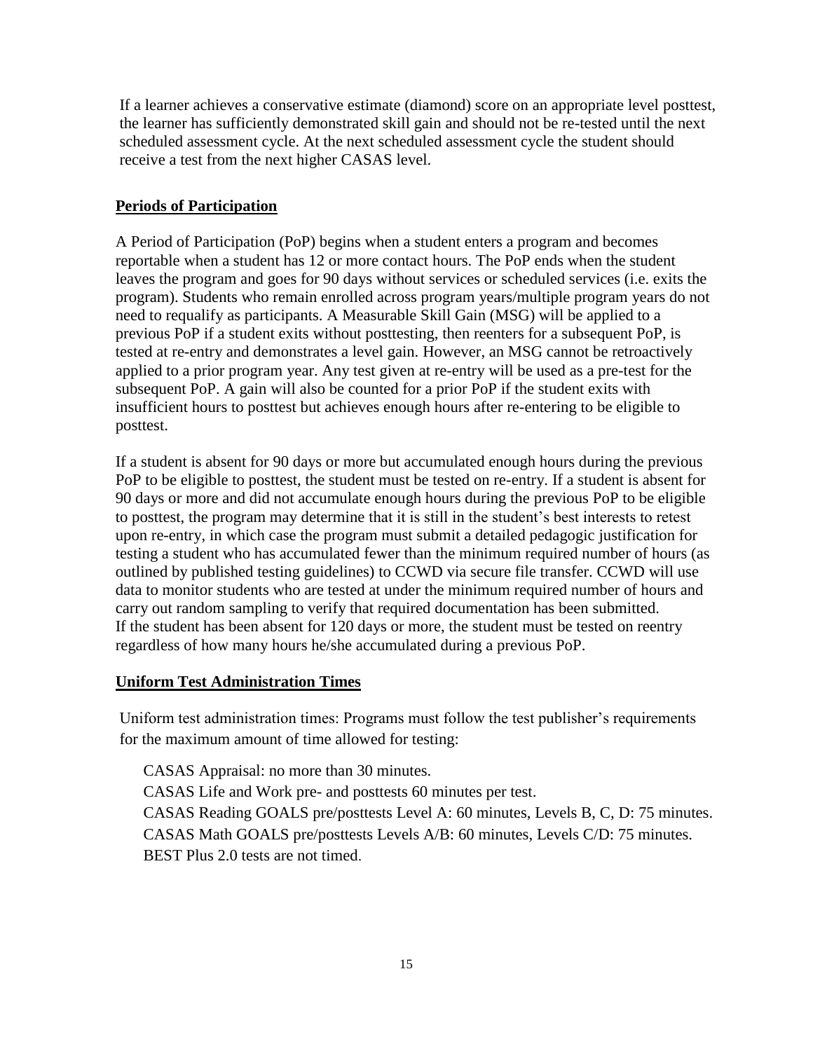If a learner achieves a conservative estimate (diamond) score on an appropriate level posttest, the learner has sufficiently demonstrated skill gain and should not be re-tested until the next scheduled assessment cycle. At the next scheduled assessment cycle the student should receive a test from the next higher CASAS level.

## Periods of Participation

A Period of Participation (PoP) begins when a student enters a program and becomes reportable when a student has 12 or more contact hours. The PoP ends when the student leaves the program and goes for 90 days without services or scheduled services (i.e. exits the program). Students who remain enrolled across program years/multiple program years do not need to requalify as participants. A Measurable Skill Gain (MSG) will be applied to a previous PoP if a student exits without posttesting, then reenters for a subsequent PoP, is tested at re-entry and demonstrates a level gain. However, an MSG cannot be retroactively applied to a prior program year. Any test given at re-entry will be used as a pre-test for the subsequent PoP. A gain will also be counted for a prior PoP if the student exits with insufficient hours to posttest but achieves enough hours after re-entering to be eligible to posttest.

If a student is absent for 90 days or more but accumulated enough hours during the previous PoP to be eligible to posttest, the student must be tested on re-entry. If a student is absent for 90 days or more and did not accumulate enough hours during the previous PoP to be eligible to posttest, the program may determine that it is still in the student's best interests to retest upon re-entry, in which case the program must submit a detailed pedagogic justification for testing a student who has accumulated fewer than the minimum required number of hours (as outlined by published testing guidelines) to CCWD via secure file transfer. CCWD will use data to monitor students who are tested at under the minimum required number of hours and carry out random sampling to verify that required documentation has been submitted. If the student has been absent for 120 days or more, the student must be tested on reentry regardless of how many hours he/she accumulated during a previous PoP.

## Uniform Test Administration Times

Uniform test administration times: Programs must follow the test publisher's requirements for the maximum amount of time allowed for testing:

CASAS Appraisal: no more than 30 minutes.
CASAS Life and Work pre- and posttests 60 minutes per test.
CASAS Reading GOALS pre/posttests Level A: 60 minutes, Levels B, C, D: 75 minutes.
CASAS Math GOALS pre/posttests Levels A/B: 60 minutes, Levels C/D: 75 minutes.
BEST Plus 2.0 tests are not timed.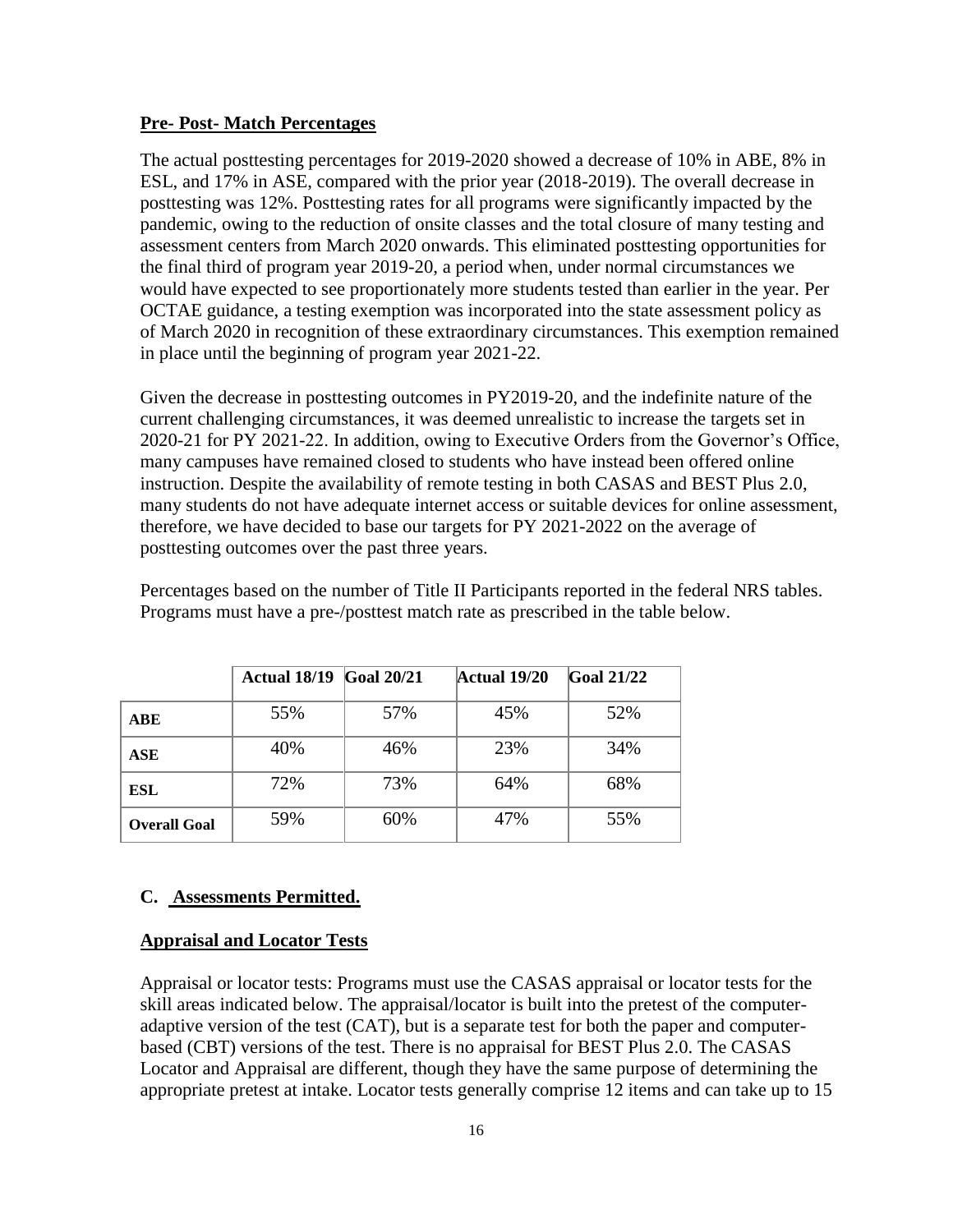**Pre- Post- Match Percentages**

The actual posttesting percentages for 2019-2020 showed a decrease of 10% in ABE, 8% in ESL, and 17% in ASE, compared with the prior year (2018-2019). The overall decrease in posttesting was 12%. Posttesting rates for all programs were significantly impacted by the pandemic, owing to the reduction of onsite classes and the total closure of many testing and assessment centers from March 2020 onwards. This eliminated posttesting opportunities for the final third of program year 2019-20, a period when, under normal circumstances we would have expected to see proportionately more students tested than earlier in the year. Per OCTAE guidance, a testing exemption was incorporated into the state assessment policy as of March 2020 in recognition of these extraordinary circumstances. This exemption remained in place until the beginning of program year 2021-22.

Given the decrease in posttesting outcomes in PY2019-20, and the indefinite nature of the current challenging circumstances, it was deemed unrealistic to increase the targets set in 2020-21 for PY 2021-22. In addition, owing to Executive Orders from the Governor's Office, many campuses have remained closed to students who have instead been offered online instruction. Despite the availability of remote testing in both CASAS and BEST Plus 2.0, many students do not have adequate internet access or suitable devices for online assessment, therefore, we have decided to base our targets for PY 2021-2022 on the average of posttesting outcomes over the past three years.

Percentages based on the number of Title II Participants reported in the federal NRS tables. Programs must have a pre-/posttest match rate as prescribed in the table below.

| | Actual 18/19 | Goal 20/21 | Actual 19/20 | Goal 21/22 |
|---|---|---|---|---|
| **ABE** | 55% | 57% | 45% | 52% |
| **ASE** | 40% | 46% | 23% | 34% |
| **ESL** | 72% | 73% | 64% | 68% |
| **Overall Goal** | 59% | 60% | 47% | 55% |

## C. Assessments Permitted.

**Appraisal and Locator Tests**

Appraisal or locator tests: Programs must use the CASAS appraisal or locator tests for the skill areas indicated below. The appraisal/locator is built into the pretest of the computer-adaptive version of the test (CAT), but is a separate test for both the paper and computer-based (CBT) versions of the test. There is no appraisal for BEST Plus 2.0. The CASAS Locator and Appraisal are different, though they have the same purpose of determining the appropriate pretest at intake. Locator tests generally comprise 12 items and can take up to 15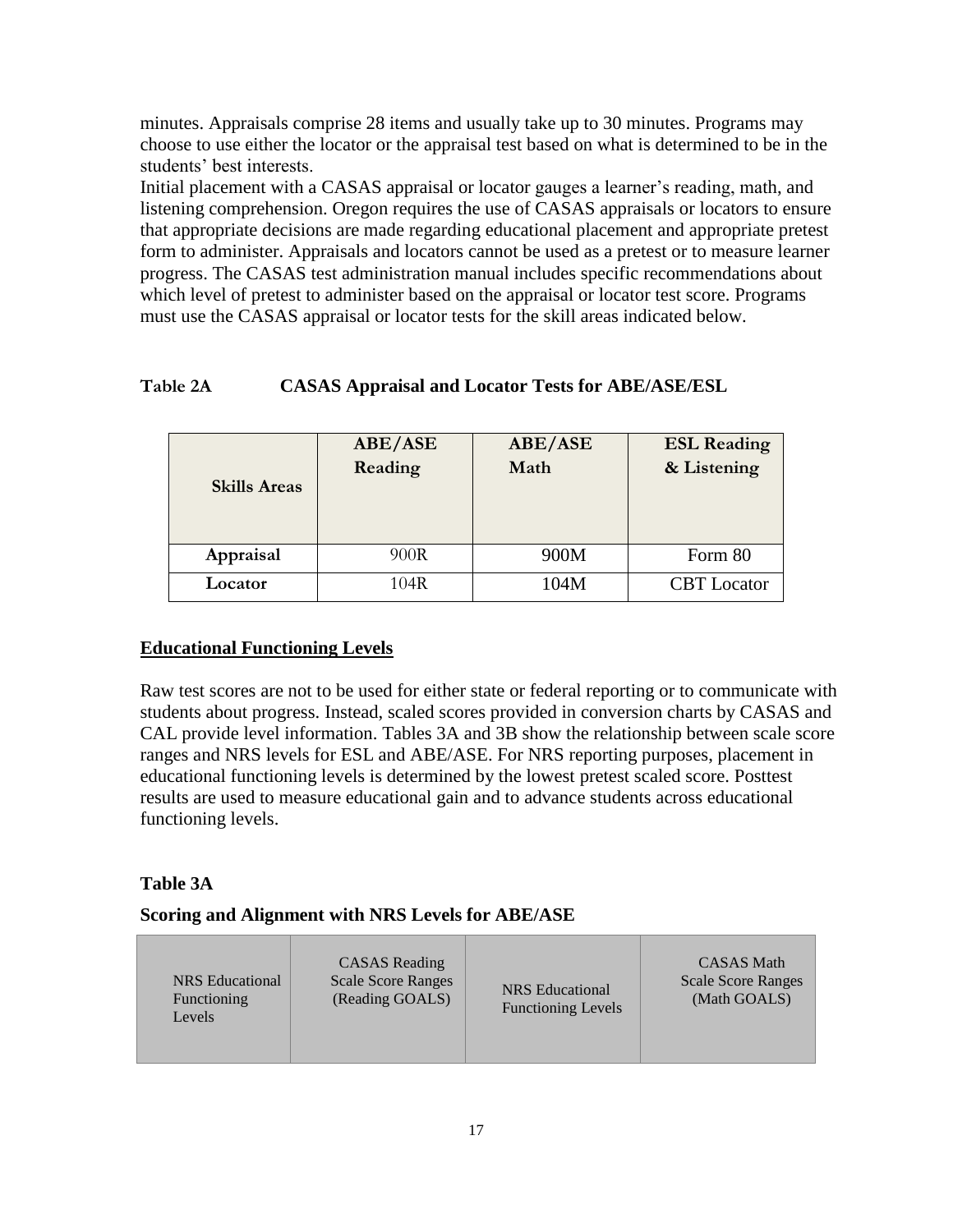minutes. Appraisals comprise 28 items and usually take up to 30 minutes. Programs may choose to use either the locator or the appraisal test based on what is determined to be in the students' best interests.

Initial placement with a CASAS appraisal or locator gauges a learner's reading, math, and listening comprehension. Oregon requires the use of CASAS appraisals or locators to ensure that appropriate decisions are made regarding educational placement and appropriate pretest form to administer. Appraisals and locators cannot be used as a pretest or to measure learner progress. The CASAS test administration manual includes specific recommendations about which level of pretest to administer based on the appraisal or locator test score. Programs must use the CASAS appraisal or locator tests for the skill areas indicated below.

**Table 2A CASAS Appraisal and Locator Tests for ABE/ASE/ESL**

| Skills Areas | ABE/ASE Reading | ABE/ASE Math | ESL Reading & Listening |
|---|---|---|---|
| Appraisal | 900R | 900M | Form 80 |
| Locator | 104R | 104M | CBT Locator |

## Educational Functioning Levels

Raw test scores are not to be used for either state or federal reporting or to communicate with students about progress. Instead, scaled scores provided in conversion charts by CASAS and CAL provide level information. Tables 3A and 3B show the relationship between scale score ranges and NRS levels for ESL and ABE/ASE. For NRS reporting purposes, placement in educational functioning levels is determined by the lowest pretest scaled score. Posttest results are used to measure educational gain and to advance students across educational functioning levels.

**Table 3A**

**Scoring and Alignment with NRS Levels for ABE/ASE**

| NRS Educational Functioning Levels | CASAS Reading Scale Score Ranges (Reading GOALS) | NRS Educational Functioning Levels | CASAS Math Scale Score Ranges (Math GOALS) |
|---|---|---|---|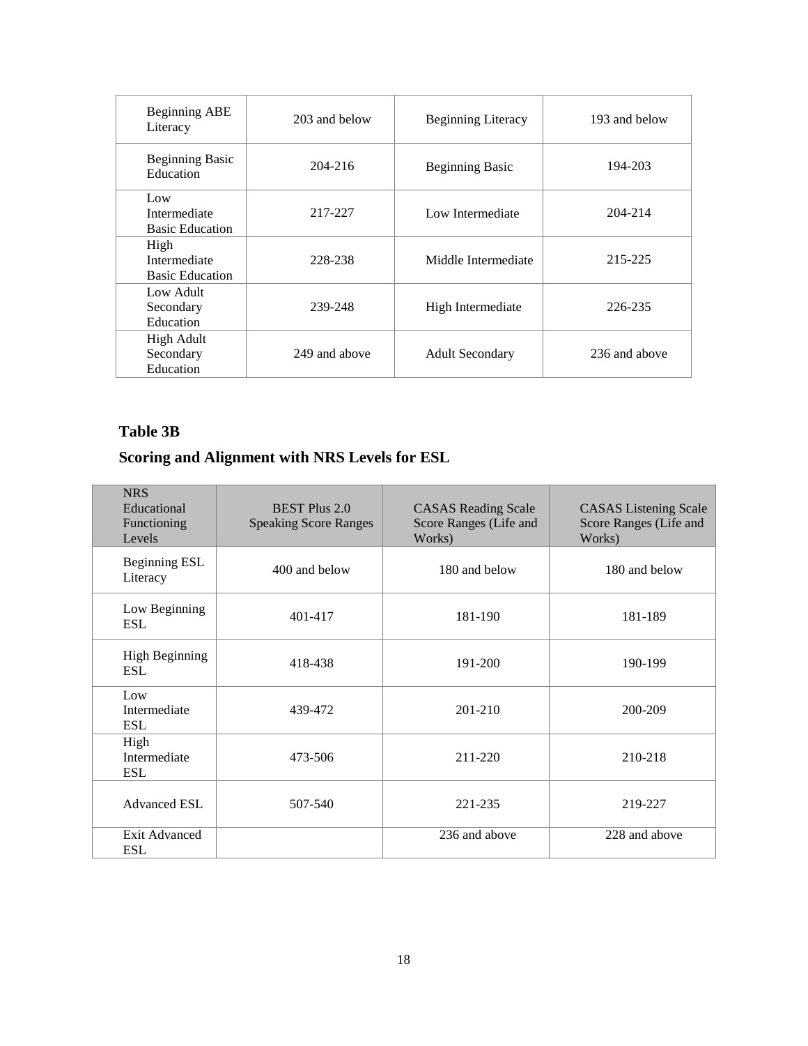| Beginning ABE Literacy | 203 and below | Beginning Literacy | 193 and below |
|---|---|---|---|
| Beginning Basic Education | 204-216 | Beginning Basic | 194-203 |
| Low Intermediate Basic Education | 217-227 | Low Intermediate | 204-214 |
| High Intermediate Basic Education | 228-238 | Middle Intermediate | 215-225 |
| Low Adult Secondary Education | 239-248 | High Intermediate | 226-235 |
| High Adult Secondary Education | 249 and above | Adult Secondary | 236 and above |

**Table 3B**

**Scoring and Alignment with NRS Levels for ESL**

| NRS Educational Functioning Levels | BEST Plus 2.0 Speaking Score Ranges | CASAS Reading Scale Score Ranges (Life and Works) | CASAS Listening Scale Score Ranges (Life and Works) |
|---|---|---|---|
| Beginning ESL Literacy | 400 and below | 180 and below | 180 and below |
| Low Beginning ESL | 401-417 | 181-190 | 181-189 |
| High Beginning ESL | 418-438 | 191-200 | 190-199 |
| Low Intermediate ESL | 439-472 | 201-210 | 200-209 |
| High Intermediate ESL | 473-506 | 211-220 | 210-218 |
| Advanced ESL | 507-540 | 221-235 | 219-227 |
| Exit Advanced ESL | | 236 and above | 228 and above |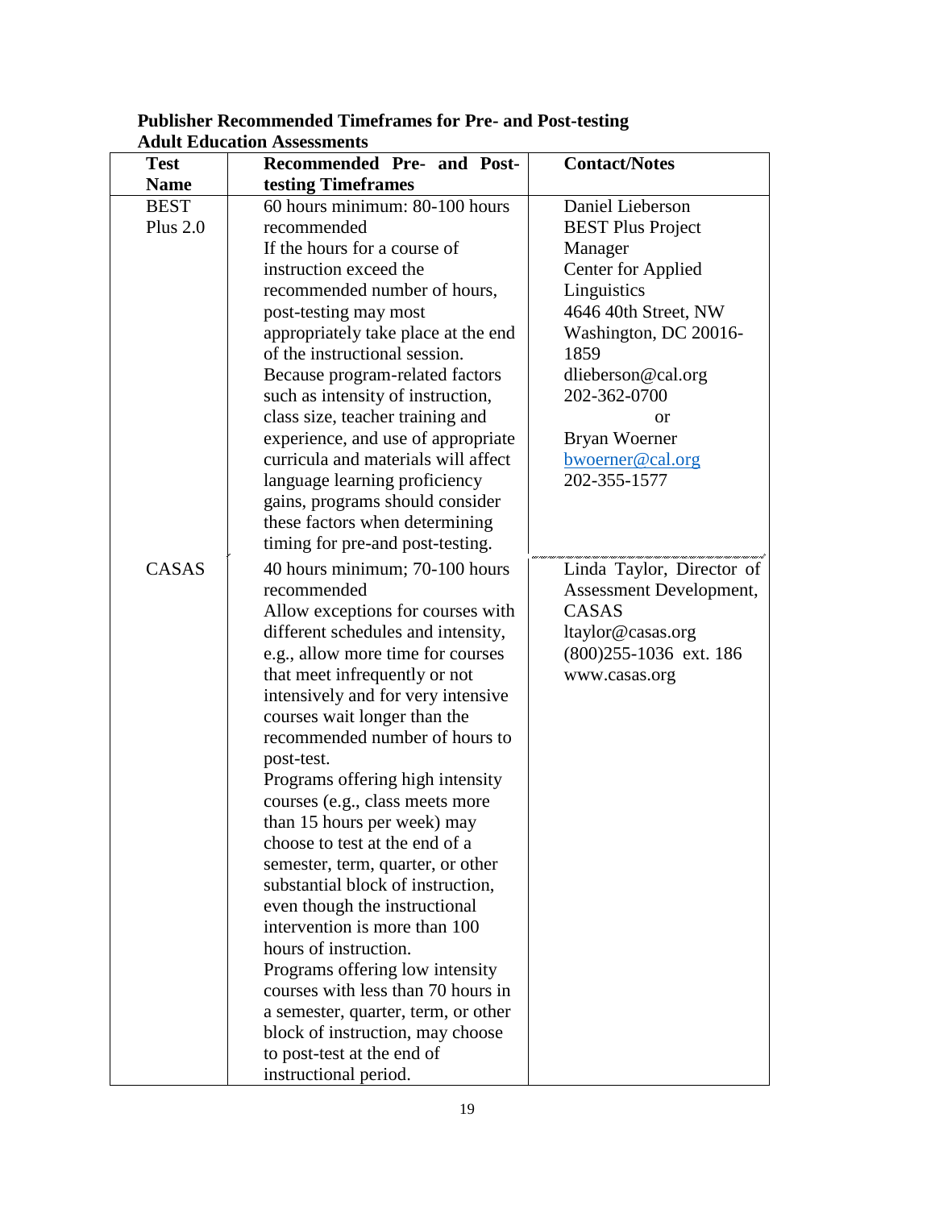**Publisher Recommended Timeframes for Pre- and Post-testing Adult Education Assessments**

| Test Name | Recommended Pre- and Post-testing Timeframes | Contact/Notes |
|---|---|---|
| BEST Plus 2.0 | 60 hours minimum: 80-100 hours recommended<br>If the hours for a course of instruction exceed the recommended number of hours, post-testing may most appropriately take place at the end of the instructional session.<br>Because program-related factors such as intensity of instruction, class size, teacher training and experience, and use of appropriate curricula and materials will affect language learning proficiency gains, programs should consider these factors when determining timing for pre-and post-testing. | Daniel Lieberson<br>BEST Plus Project Manager<br>Center for Applied Linguistics<br>4646 40th Street, NW<br>Washington, DC 20016-1859<br>dlieberson@cal.org<br>202-362-0700<br>or<br>Bryan Woerner<br>bwoerner@cal.org<br>202-355-1577 |
| CASAS | 40 hours minimum; 70-100 hours recommended<br>Allow exceptions for courses with different schedules and intensity, e.g., allow more time for courses that meet infrequently or not intensively and for very intensive courses wait longer than the recommended number of hours to post-test.<br>Programs offering high intensity courses (e.g., class meets more than 15 hours per week) may choose to test at the end of a semester, term, quarter, or other substantial block of instruction, even though the instructional intervention is more than 100 hours of instruction.<br>Programs offering low intensity courses with less than 70 hours in a semester, quarter, term, or other block of instruction, may choose to post-test at the end of instructional period. | Linda Taylor, Director of Assessment Development, CASAS<br>ltaylor@casas.org<br>(800)255-1036 ext. 186<br>www.casas.org |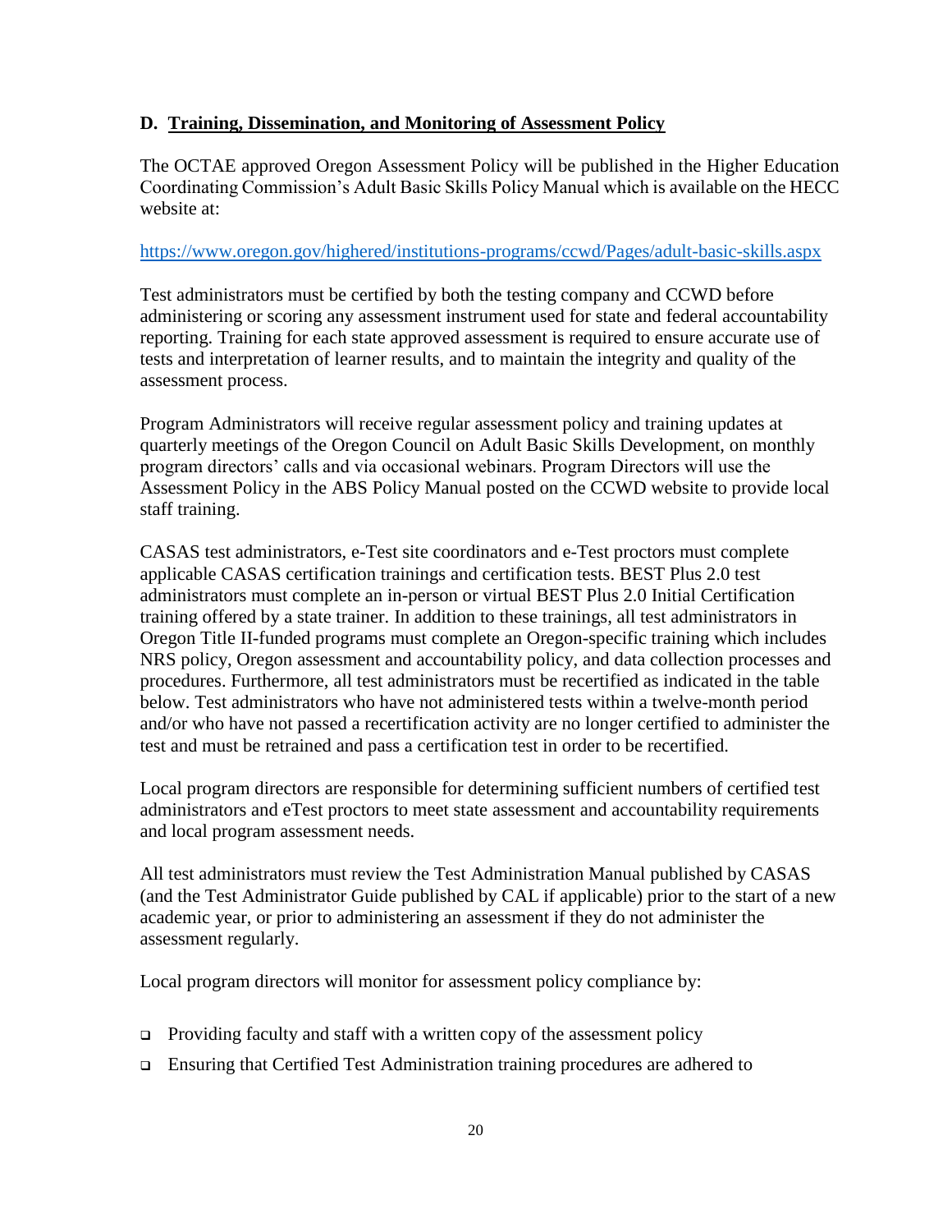### D. Training, Dissemination, and Monitoring of Assessment Policy

The OCTAE approved Oregon Assessment Policy will be published in the Higher Education Coordinating Commission's Adult Basic Skills Policy Manual which is available on the HECC website at:

https://www.oregon.gov/highered/institutions-programs/ccwd/Pages/adult-basic-skills.aspx

Test administrators must be certified by both the testing company and CCWD before administering or scoring any assessment instrument used for state and federal accountability reporting. Training for each state approved assessment is required to ensure accurate use of tests and interpretation of learner results, and to maintain the integrity and quality of the assessment process.

Program Administrators will receive regular assessment policy and training updates at quarterly meetings of the Oregon Council on Adult Basic Skills Development, on monthly program directors' calls and via occasional webinars. Program Directors will use the Assessment Policy in the ABS Policy Manual posted on the CCWD website to provide local staff training.

CASAS test administrators, e-Test site coordinators and e-Test proctors must complete applicable CASAS certification trainings and certification tests. BEST Plus 2.0 test administrators must complete an in-person or virtual BEST Plus 2.0 Initial Certification training offered by a state trainer. In addition to these trainings, all test administrators in Oregon Title II-funded programs must complete an Oregon-specific training which includes NRS policy, Oregon assessment and accountability policy, and data collection processes and procedures. Furthermore, all test administrators must be recertified as indicated in the table below. Test administrators who have not administered tests within a twelve-month period and/or who have not passed a recertification activity are no longer certified to administer the test and must be retrained and pass a certification test in order to be recertified.

Local program directors are responsible for determining sufficient numbers of certified test administrators and eTest proctors to meet state assessment and accountability requirements and local program assessment needs.

All test administrators must review the Test Administration Manual published by CASAS (and the Test Administrator Guide published by CAL if applicable) prior to the start of a new academic year, or prior to administering an assessment if they do not administer the assessment regularly.

Local program directors will monitor for assessment policy compliance by:

- Providing faculty and staff with a written copy of the assessment policy
- Ensuring that Certified Test Administration training procedures are adhered to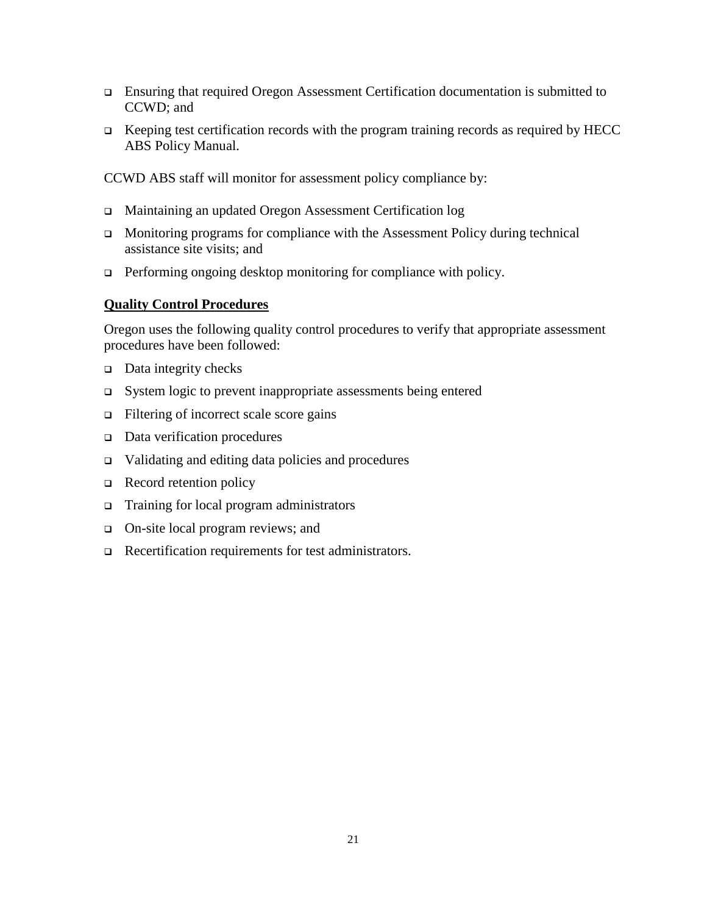- Ensuring that required Oregon Assessment Certification documentation is submitted to CCWD; and
- Keeping test certification records with the program training records as required by HECC ABS Policy Manual.

CCWD ABS staff will monitor for assessment policy compliance by:

- Maintaining an updated Oregon Assessment Certification log
- Monitoring programs for compliance with the Assessment Policy during technical assistance site visits; and
- Performing ongoing desktop monitoring for compliance with policy.

**Quality Control Procedures**

Oregon uses the following quality control procedures to verify that appropriate assessment procedures have been followed:

- Data integrity checks
- System logic to prevent inappropriate assessments being entered
- Filtering of incorrect scale score gains
- Data verification procedures
- Validating and editing data policies and procedures
- Record retention policy
- Training for local program administrators
- On-site local program reviews; and
- Recertification requirements for test administrators.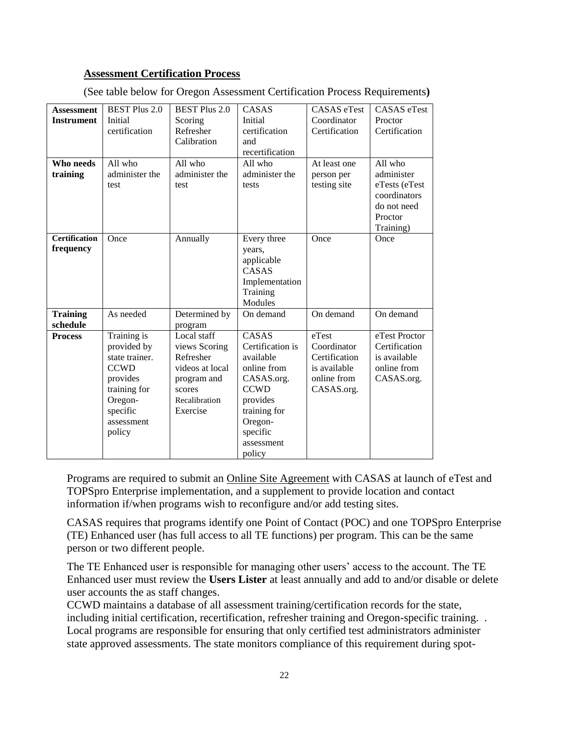**Assessment Certification Process**

(See table below for Oregon Assessment Certification Process Requirements**)**

| **Assessment Instrument** | BEST Plus 2.0 Initial certification | BEST Plus 2.0 Scoring Refresher Calibration | CASAS Initial certification and recertification | CASAS eTest Coordinator Certification | CASAS eTest Proctor Certification |
|---|---|---|---|---|---|
| **Who needs training** | All who administer the test | All who administer the test | All who administer the tests | At least one person per testing site | All who administer eTests (eTest coordinators do not need Proctor Training) |
| **Certification frequency** | Once | Annually | Every three years, applicable CASAS Implementation Training Modules | Once | Once |
| **Training schedule** | As needed | Determined by program | On demand | On demand | On demand |
| **Process** | Training is provided by state trainer. CCWD provides training for Oregon-specific assessment policy | Local staff views Scoring Refresher videos at local program and scores Recalibration Exercise | CASAS Certification is available online from CASAS.org. CCWD provides training for Oregon-specific assessment policy | eTest Coordinator Certification is available online from CASAS.org. | eTest Proctor Certification is available online from CASAS.org. |

Programs are required to submit an Online Site Agreement with CASAS at launch of eTest and TOPSpro Enterprise implementation, and a supplement to provide location and contact information if/when programs wish to reconfigure and/or add testing sites.

CASAS requires that programs identify one Point of Contact (POC) and one TOPSpro Enterprise (TE) Enhanced user (has full access to all TE functions) per program. This can be the same person or two different people.

The TE Enhanced user is responsible for managing other users' access to the account. The TE Enhanced user must review the **Users Lister** at least annually and add to and/or disable or delete user accounts the as staff changes.
CCWD maintains a database of all assessment training/certification records for the state, including initial certification, recertification, refresher training and Oregon-specific training. . Local programs are responsible for ensuring that only certified test administrators administer state approved assessments. The state monitors compliance of this requirement during spot-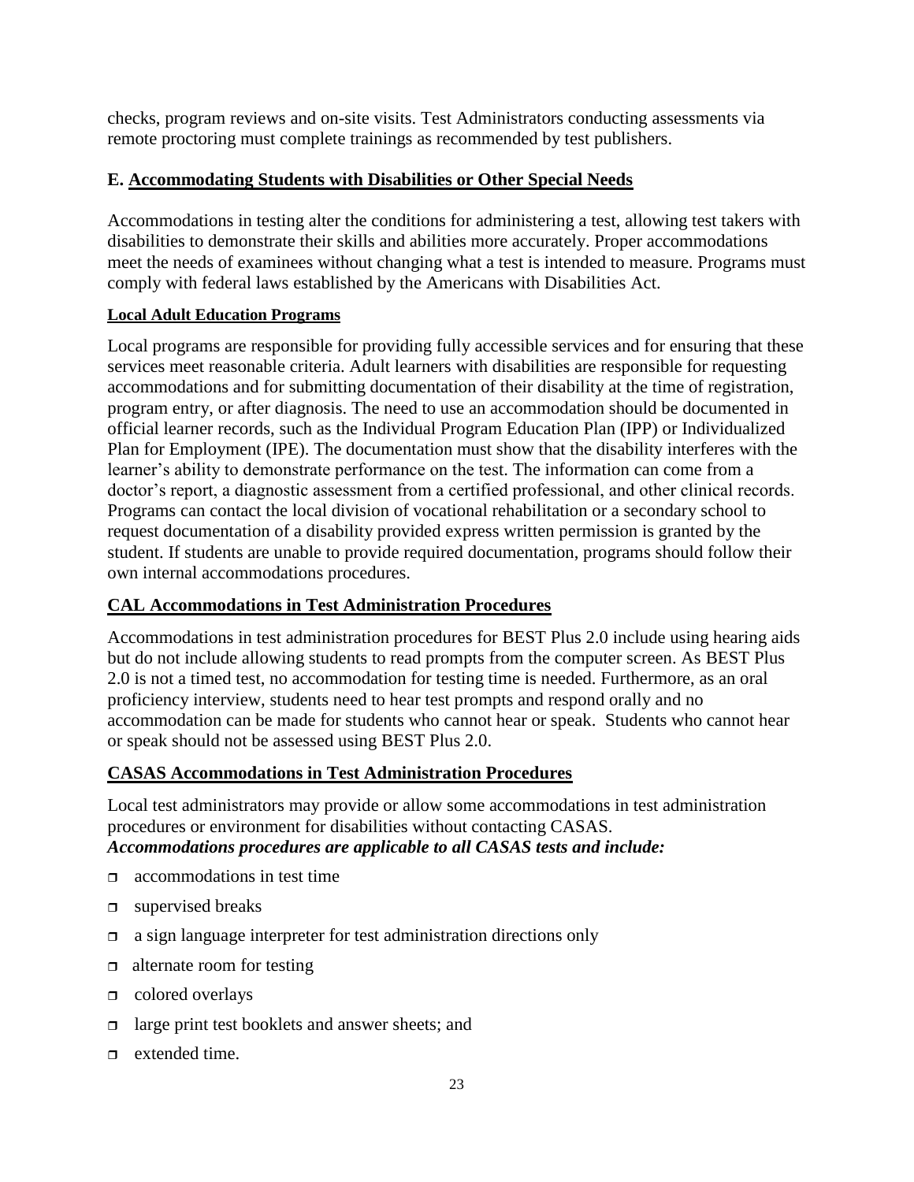checks, program reviews and on-site visits. Test Administrators conducting assessments via remote proctoring must complete trainings as recommended by test publishers.

### E. Accommodating Students with Disabilities or Other Special Needs

Accommodations in testing alter the conditions for administering a test, allowing test takers with disabilities to demonstrate their skills and abilities more accurately. Proper accommodations meet the needs of examinees without changing what a test is intended to measure. Programs must comply with federal laws established by the Americans with Disabilities Act.

#### Local Adult Education Programs

Local programs are responsible for providing fully accessible services and for ensuring that these services meet reasonable criteria. Adult learners with disabilities are responsible for requesting accommodations and for submitting documentation of their disability at the time of registration, program entry, or after diagnosis. The need to use an accommodation should be documented in official learner records, such as the Individual Program Education Plan (IPP) or Individualized Plan for Employment (IPE). The documentation must show that the disability interferes with the learner's ability to demonstrate performance on the test. The information can come from a doctor's report, a diagnostic assessment from a certified professional, and other clinical records. Programs can contact the local division of vocational rehabilitation or a secondary school to request documentation of a disability provided express written permission is granted by the student. If students are unable to provide required documentation, programs should follow their own internal accommodations procedures.

#### CAL Accommodations in Test Administration Procedures

Accommodations in test administration procedures for BEST Plus 2.0 include using hearing aids but do not include allowing students to read prompts from the computer screen. As BEST Plus 2.0 is not a timed test, no accommodation for testing time is needed. Furthermore, as an oral proficiency interview, students need to hear test prompts and respond orally and no accommodation can be made for students who cannot hear or speak. Students who cannot hear or speak should not be assessed using BEST Plus 2.0.

#### CASAS Accommodations in Test Administration Procedures

Local test administrators may provide or allow some accommodations in test administration procedures or environment for disabilities without contacting CASAS.
***Accommodations procedures are applicable to all CASAS tests and include:***

- accommodations in test time
- supervised breaks
- a sign language interpreter for test administration directions only
- alternate room for testing
- colored overlays
- large print test booklets and answer sheets; and
- extended time.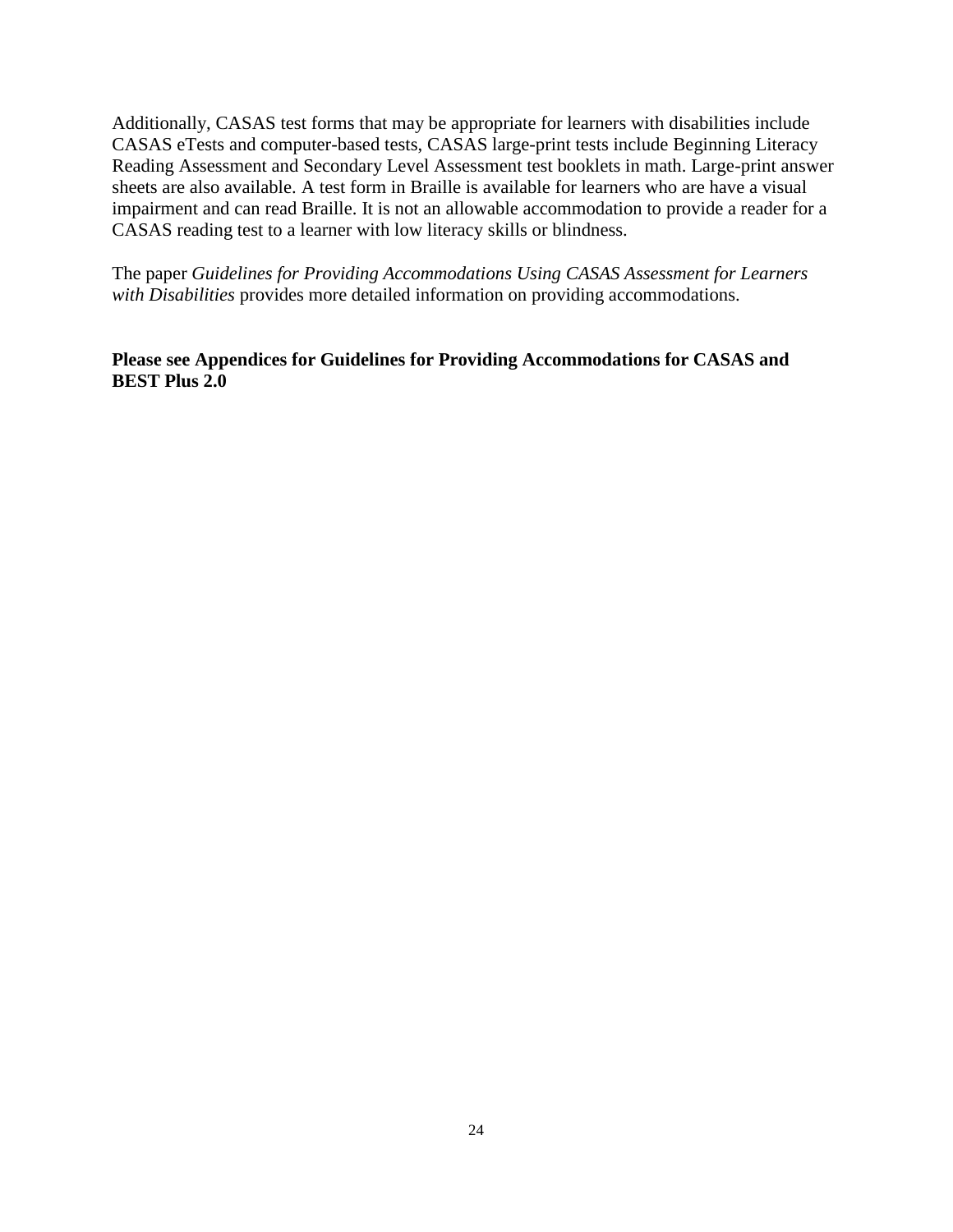Additionally, CASAS test forms that may be appropriate for learners with disabilities include CASAS eTests and computer-based tests, CASAS large-print tests include Beginning Literacy Reading Assessment and Secondary Level Assessment test booklets in math. Large-print answer sheets are also available. A test form in Braille is available for learners who are have a visual impairment and can read Braille. It is not an allowable accommodation to provide a reader for a CASAS reading test to a learner with low literacy skills or blindness.

The paper *Guidelines for Providing Accommodations Using CASAS Assessment for Learners with Disabilities* provides more detailed information on providing accommodations.

**Please see Appendices for Guidelines for Providing Accommodations for CASAS and BEST Plus 2.0**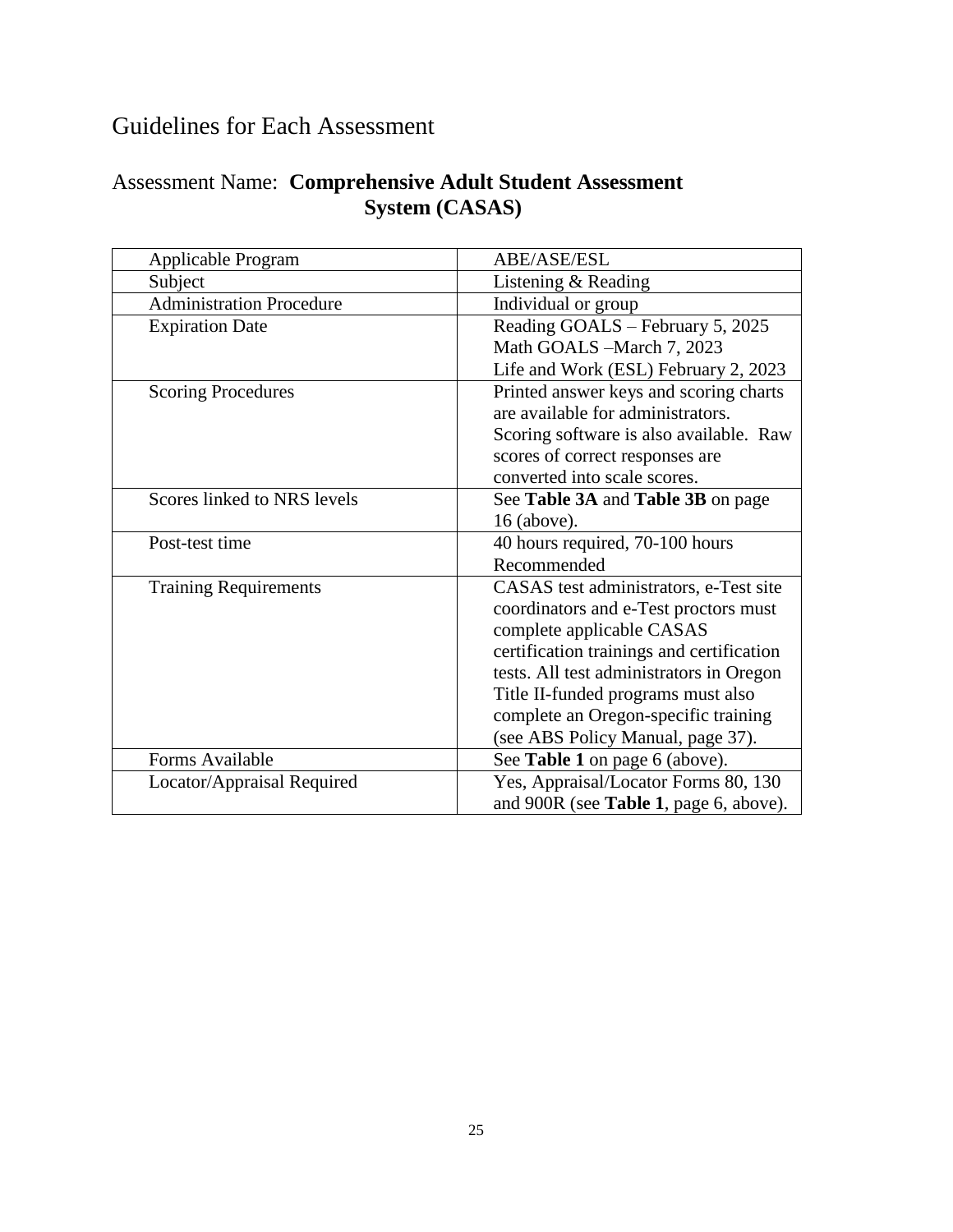# Guidelines for Each Assessment

## Assessment Name: **Comprehensive Adult Student Assessment System (CASAS)**

| | |
|---|---|
| Applicable Program | ABE/ASE/ESL |
| Subject | Listening & Reading |
| Administration Procedure | Individual or group |
| Expiration Date | Reading GOALS – February 5, 2025<br>Math GOALS –March 7, 2023<br>Life and Work (ESL) February 2, 2023 |
| Scoring Procedures | Printed answer keys and scoring charts are available for administrators. Scoring software is also available. Raw scores of correct responses are converted into scale scores. |
| Scores linked to NRS levels | See **Table 3A** and **Table 3B** on page 16 (above). |
| Post-test time | 40 hours required, 70-100 hours Recommended |
| Training Requirements | CASAS test administrators, e-Test site coordinators and e-Test proctors must complete applicable CASAS certification trainings and certification tests. All test administrators in Oregon Title II-funded programs must also complete an Oregon-specific training (see ABS Policy Manual, page 37). |
| Forms Available | See **Table 1** on page 6 (above). |
| Locator/Appraisal Required | Yes, Appraisal/Locator Forms 80, 130 and 900R (see **Table 1**, page 6, above). |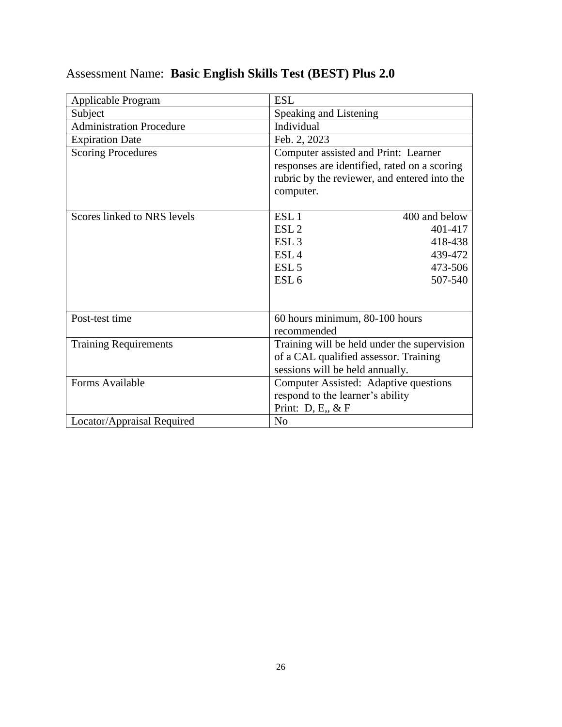Assessment Name: **Basic English Skills Test (BEST) Plus 2.0**

| | |
|---|---|
| Applicable Program | ESL |
| Subject | Speaking and Listening |
| Administration Procedure | Individual |
| Expiration Date | Feb. 2, 2023 |
| Scoring Procedures | Computer assisted and Print: Learner responses are identified, rated on a scoring rubric by the reviewer, and entered into the computer. |
| Scores linked to NRS levels | ESL 1 400 and below<br>ESL 2 401-417<br>ESL 3 418-438<br>ESL 4 439-472<br>ESL 5 473-506<br>ESL 6 507-540 |
| Post-test time | 60 hours minimum, 80-100 hours recommended |
| Training Requirements | Training will be held under the supervision of a CAL qualified assessor. Training sessions will be held annually. |
| Forms Available | Computer Assisted: Adaptive questions respond to the learner's ability<br>Print: D, E,, & F |
| Locator/Appraisal Required | No |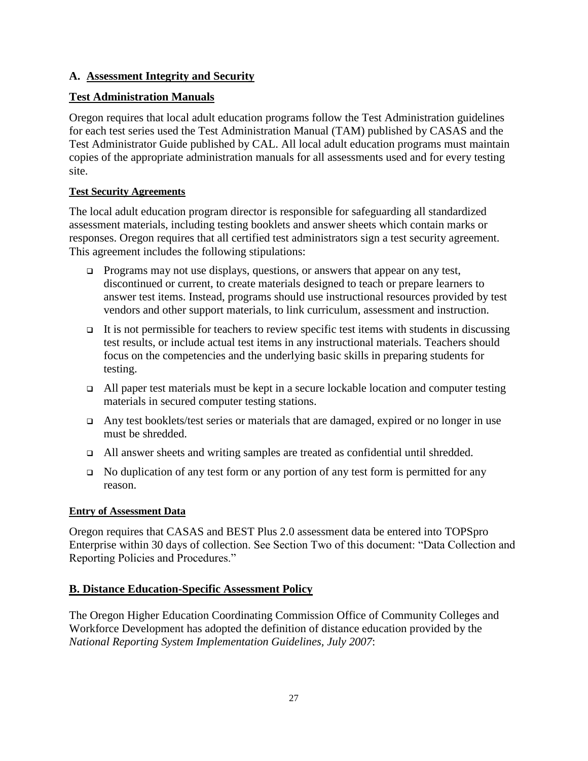## A. Assessment Integrity and Security

### Test Administration Manuals

Oregon requires that local adult education programs follow the Test Administration guidelines for each test series used the Test Administration Manual (TAM) published by CASAS and the Test Administrator Guide published by CAL. All local adult education programs must maintain copies of the appropriate administration manuals for all assessments used and for every testing site.

#### Test Security Agreements

The local adult education program director is responsible for safeguarding all standardized assessment materials, including testing booklets and answer sheets which contain marks or responses. Oregon requires that all certified test administrators sign a test security agreement. This agreement includes the following stipulations:

- Programs may not use displays, questions, or answers that appear on any test, discontinued or current, to create materials designed to teach or prepare learners to answer test items. Instead, programs should use instructional resources provided by test vendors and other support materials, to link curriculum, assessment and instruction.
- It is not permissible for teachers to review specific test items with students in discussing test results, or include actual test items in any instructional materials. Teachers should focus on the competencies and the underlying basic skills in preparing students for testing.
- All paper test materials must be kept in a secure lockable location and computer testing materials in secured computer testing stations.
- Any test booklets/test series or materials that are damaged, expired or no longer in use must be shredded.
- All answer sheets and writing samples are treated as confidential until shredded.
- No duplication of any test form or any portion of any test form is permitted for any reason.

#### Entry of Assessment Data

Oregon requires that CASAS and BEST Plus 2.0 assessment data be entered into TOPSpro Enterprise within 30 days of collection. See Section Two of this document: "Data Collection and Reporting Policies and Procedures."

## B. Distance Education-Specific Assessment Policy

The Oregon Higher Education Coordinating Commission Office of Community Colleges and Workforce Development has adopted the definition of distance education provided by the *National Reporting System Implementation Guidelines, July 2007*: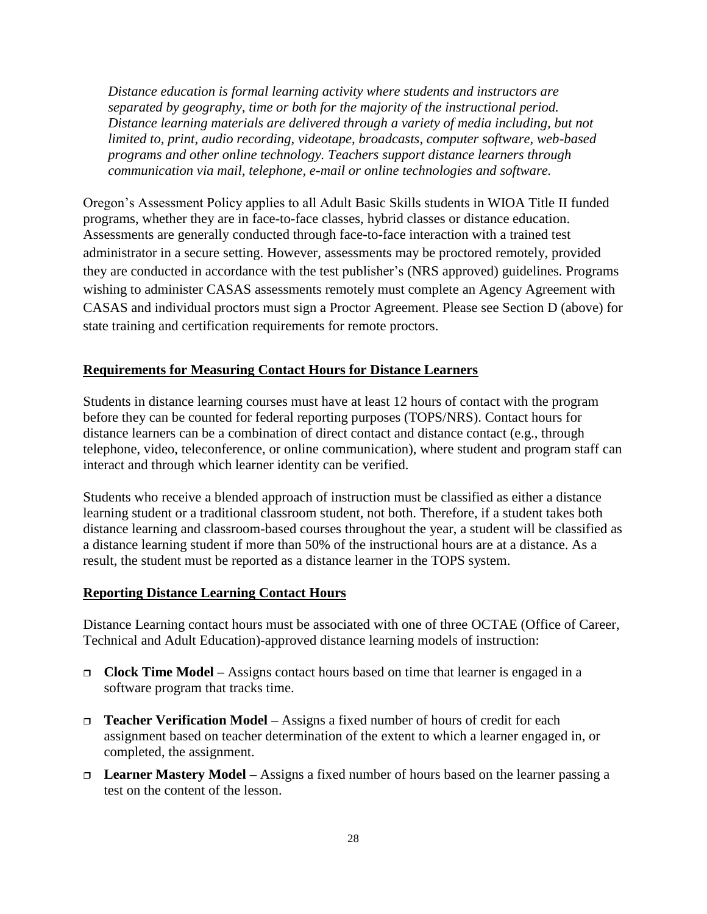*Distance education is formal learning activity where students and instructors are separated by geography, time or both for the majority of the instructional period. Distance learning materials are delivered through a variety of media including, but not limited to, print, audio recording, videotape, broadcasts, computer software, web-based programs and other online technology. Teachers support distance learners through communication via mail, telephone, e-mail or online technologies and software.*

Oregon's Assessment Policy applies to all Adult Basic Skills students in WIOA Title II funded programs, whether they are in face-to-face classes, hybrid classes or distance education. Assessments are generally conducted through face-to-face interaction with a trained test administrator in a secure setting. However, assessments may be proctored remotely, provided they are conducted in accordance with the test publisher's (NRS approved) guidelines. Programs wishing to administer CASAS assessments remotely must complete an Agency Agreement with CASAS and individual proctors must sign a Proctor Agreement. Please see Section D (above) for state training and certification requirements for remote proctors.

**Requirements for Measuring Contact Hours for Distance Learners**

Students in distance learning courses must have at least 12 hours of contact with the program before they can be counted for federal reporting purposes (TOPS/NRS). Contact hours for distance learners can be a combination of direct contact and distance contact (e.g., through telephone, video, teleconference, or online communication), where student and program staff can interact and through which learner identity can be verified.

Students who receive a blended approach of instruction must be classified as either a distance learning student or a traditional classroom student, not both. Therefore, if a student takes both distance learning and classroom-based courses throughout the year, a student will be classified as a distance learning student if more than 50% of the instructional hours are at a distance. As a result, the student must be reported as a distance learner in the TOPS system.

**Reporting Distance Learning Contact Hours**

Distance Learning contact hours must be associated with one of three OCTAE (Office of Career, Technical and Adult Education)-approved distance learning models of instruction:

- **Clock Time Model –** Assigns contact hours based on time that learner is engaged in a software program that tracks time.
- **Teacher Verification Model –** Assigns a fixed number of hours of credit for each assignment based on teacher determination of the extent to which a learner engaged in, or completed, the assignment.
- **Learner Mastery Model –** Assigns a fixed number of hours based on the learner passing a test on the content of the lesson.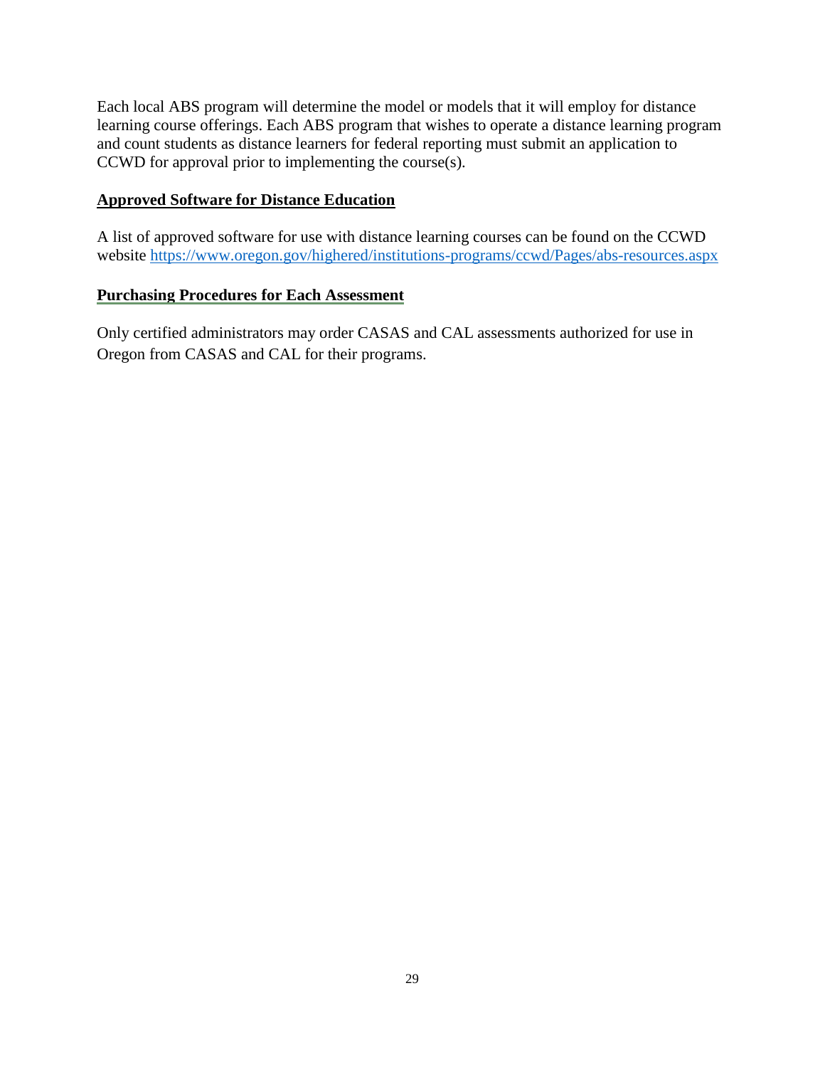Each local ABS program will determine the model or models that it will employ for distance learning course offerings. Each ABS program that wishes to operate a distance learning program and count students as distance learners for federal reporting must submit an application to CCWD for approval prior to implementing the course(s).

**Approved Software for Distance Education**

A list of approved software for use with distance learning courses can be found on the CCWD website https://www.oregon.gov/highered/institutions-programs/ccwd/Pages/abs-resources.aspx

**Purchasing Procedures for Each Assessment**

Only certified administrators may order CASAS and CAL assessments authorized for use in Oregon from CASAS and CAL for their programs.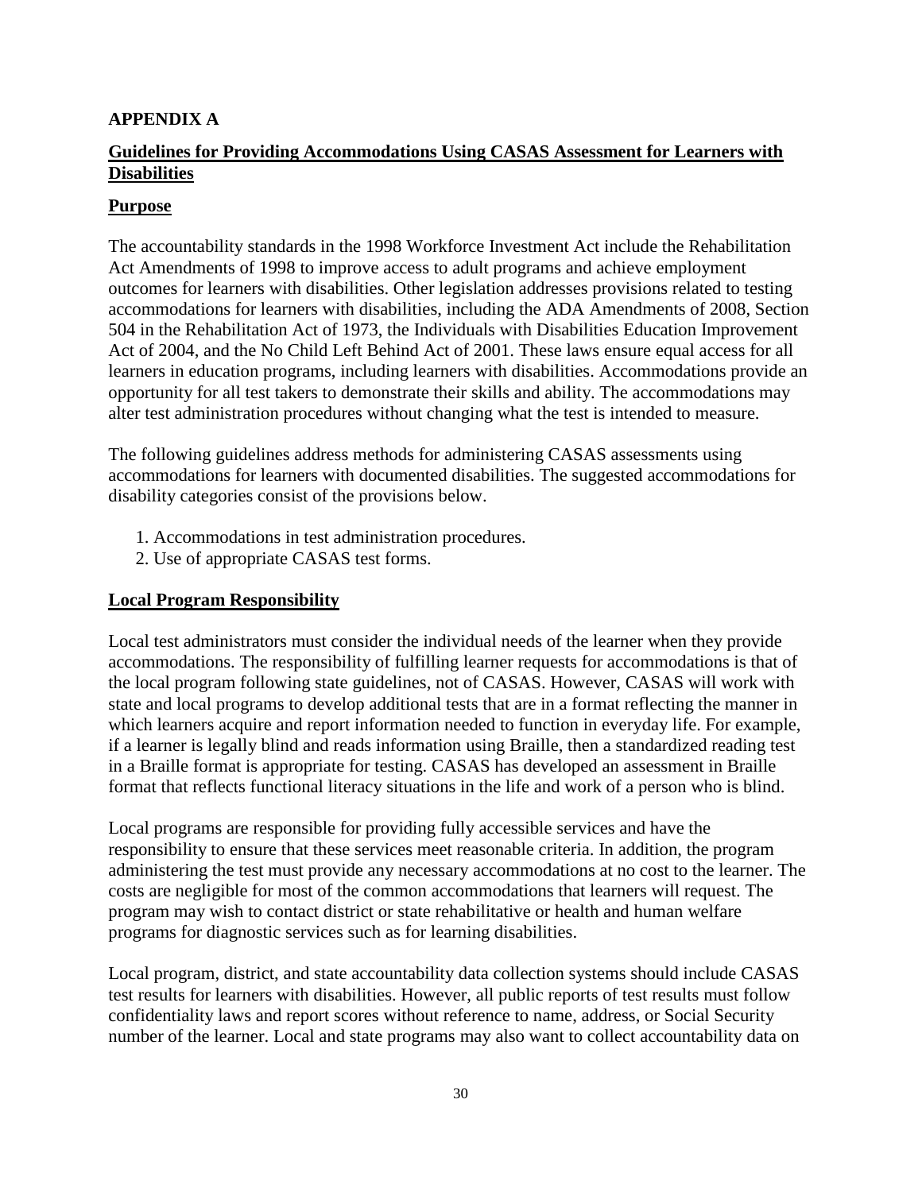# APPENDIX A

## Guidelines for Providing Accommodations Using CASAS Assessment for Learners with Disabilities

### Purpose

The accountability standards in the 1998 Workforce Investment Act include the Rehabilitation Act Amendments of 1998 to improve access to adult programs and achieve employment outcomes for learners with disabilities. Other legislation addresses provisions related to testing accommodations for learners with disabilities, including the ADA Amendments of 2008, Section 504 in the Rehabilitation Act of 1973, the Individuals with Disabilities Education Improvement Act of 2004, and the No Child Left Behind Act of 2001. These laws ensure equal access for all learners in education programs, including learners with disabilities. Accommodations provide an opportunity for all test takers to demonstrate their skills and ability. The accommodations may alter test administration procedures without changing what the test is intended to measure.

The following guidelines address methods for administering CASAS assessments using accommodations for learners with documented disabilities. The suggested accommodations for disability categories consist of the provisions below.

1. Accommodations in test administration procedures.
2. Use of appropriate CASAS test forms.

### Local Program Responsibility

Local test administrators must consider the individual needs of the learner when they provide accommodations. The responsibility of fulfilling learner requests for accommodations is that of the local program following state guidelines, not of CASAS. However, CASAS will work with state and local programs to develop additional tests that are in a format reflecting the manner in which learners acquire and report information needed to function in everyday life. For example, if a learner is legally blind and reads information using Braille, then a standardized reading test in a Braille format is appropriate for testing. CASAS has developed an assessment in Braille format that reflects functional literacy situations in the life and work of a person who is blind.

Local programs are responsible for providing fully accessible services and have the responsibility to ensure that these services meet reasonable criteria. In addition, the program administering the test must provide any necessary accommodations at no cost to the learner. The costs are negligible for most of the common accommodations that learners will request. The program may wish to contact district or state rehabilitative or health and human welfare programs for diagnostic services such as for learning disabilities.

Local program, district, and state accountability data collection systems should include CASAS test results for learners with disabilities. However, all public reports of test results must follow confidentiality laws and report scores without reference to name, address, or Social Security number of the learner. Local and state programs may also want to collect accountability data on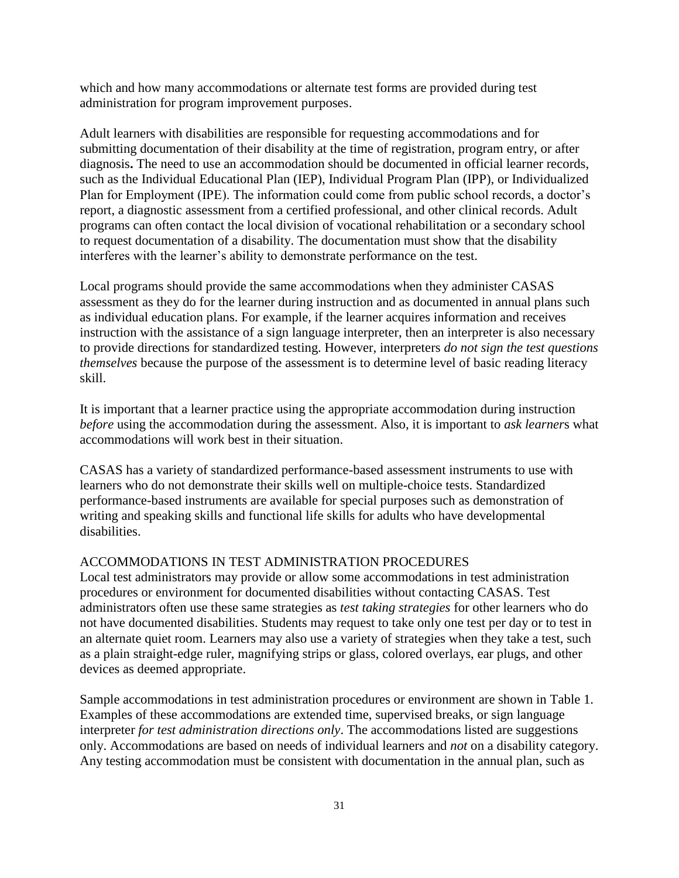which and how many accommodations or alternate test forms are provided during test administration for program improvement purposes.

Adult learners with disabilities are responsible for requesting accommodations and for submitting documentation of their disability at the time of registration, program entry, or after diagnosis**.** The need to use an accommodation should be documented in official learner records, such as the Individual Educational Plan (IEP), Individual Program Plan (IPP), or Individualized Plan for Employment (IPE). The information could come from public school records, a doctor's report, a diagnostic assessment from a certified professional, and other clinical records. Adult programs can often contact the local division of vocational rehabilitation or a secondary school to request documentation of a disability. The documentation must show that the disability interferes with the learner's ability to demonstrate performance on the test.

Local programs should provide the same accommodations when they administer CASAS assessment as they do for the learner during instruction and as documented in annual plans such as individual education plans. For example, if the learner acquires information and receives instruction with the assistance of a sign language interpreter, then an interpreter is also necessary to provide directions for standardized testing. However, interpreters *do not sign the test questions themselves* because the purpose of the assessment is to determine level of basic reading literacy skill.

It is important that a learner practice using the appropriate accommodation during instruction *before* using the accommodation during the assessment. Also, it is important to *ask learner*s what accommodations will work best in their situation.

CASAS has a variety of standardized performance-based assessment instruments to use with learners who do not demonstrate their skills well on multiple-choice tests. Standardized performance-based instruments are available for special purposes such as demonstration of writing and speaking skills and functional life skills for adults who have developmental disabilities.

## ACCOMMODATIONS IN TEST ADMINISTRATION PROCEDURES

Local test administrators may provide or allow some accommodations in test administration procedures or environment for documented disabilities without contacting CASAS. Test administrators often use these same strategies as *test taking strategies* for other learners who do not have documented disabilities. Students may request to take only one test per day or to test in an alternate quiet room. Learners may also use a variety of strategies when they take a test, such as a plain straight-edge ruler, magnifying strips or glass, colored overlays, ear plugs, and other devices as deemed appropriate.

Sample accommodations in test administration procedures or environment are shown in Table 1. Examples of these accommodations are extended time, supervised breaks, or sign language interpreter *for test administration directions only*. The accommodations listed are suggestions only. Accommodations are based on needs of individual learners and *not* on a disability category. Any testing accommodation must be consistent with documentation in the annual plan, such as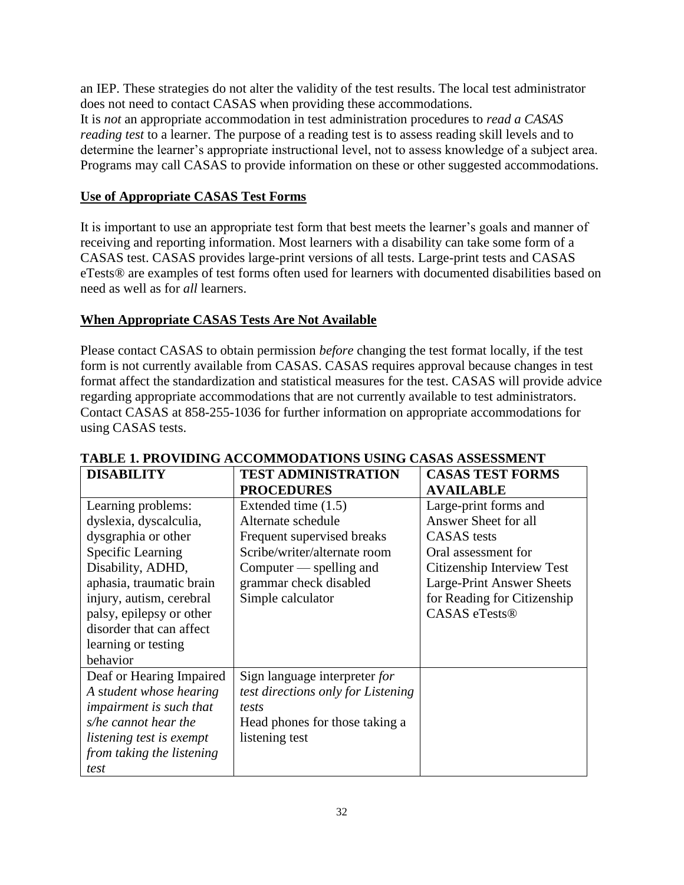an IEP. These strategies do not alter the validity of the test results. The local test administrator does not need to contact CASAS when providing these accommodations.
It is *not* an appropriate accommodation in test administration procedures to *read a CASAS reading test* to a learner. The purpose of a reading test is to assess reading skill levels and to determine the learner's appropriate instructional level, not to assess knowledge of a subject area. Programs may call CASAS to provide information on these or other suggested accommodations.

## Use of Appropriate CASAS Test Forms

It is important to use an appropriate test form that best meets the learner's goals and manner of receiving and reporting information. Most learners with a disability can take some form of a CASAS test. CASAS provides large-print versions of all tests. Large-print tests and CASAS eTests® are examples of test forms often used for learners with documented disabilities based on need as well as for *all* learners.

## When Appropriate CASAS Tests Are Not Available

Please contact CASAS to obtain permission *before* changing the test format locally, if the test form is not currently available from CASAS. CASAS requires approval because changes in test format affect the standardization and statistical measures for the test. CASAS will provide advice regarding appropriate accommodations that are not currently available to test administrators. Contact CASAS at 858-255-1036 for further information on appropriate accommodations for using CASAS tests.

**TABLE 1. PROVIDING ACCOMMODATIONS USING CASAS ASSESSMENT**

| DISABILITY | TEST ADMINISTRATION PROCEDURES | CASAS TEST FORMS AVAILABLE |
|---|---|---|
| Learning problems: dyslexia, dyscalculia, dysgraphia or other Specific Learning Disability, ADHD, aphasia, traumatic brain injury, autism, cerebral palsy, epilepsy or other disorder that can affect learning or testing behavior | Extended time (1.5)<br>Alternate schedule<br>Frequent supervised breaks<br>Scribe/writer/alternate room<br>Computer — spelling and grammar check disabled<br>Simple calculator | Large-print forms and Answer Sheet for all CASAS tests<br>Oral assessment for Citizenship Interview Test<br>Large-Print Answer Sheets for Reading for Citizenship<br>CASAS eTests® |
| Deaf or Hearing Impaired<br>*A student whose hearing impairment is such that s/he cannot hear the listening test is exempt from taking the listening test* | Sign language interpreter *for test directions only for Listening tests*<br>Head phones for those taking a listening test | |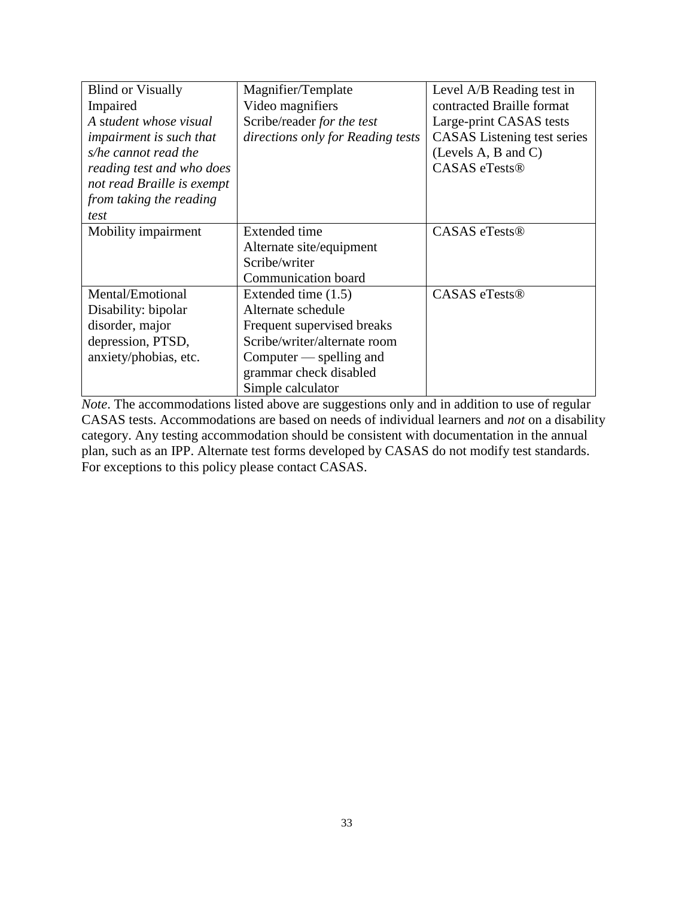| | | |
|---|---|---|
| Blind or Visually Impaired<br>*A student whose visual impairment is such that s/he cannot read the reading test and who does not read Braille is exempt from taking the reading test* | Magnifier/Template<br>Video magnifiers<br>Scribe/reader *for the test directions only for Reading tests* | Level A/B Reading test in contracted Braille format<br>Large-print CASAS tests<br>CASAS Listening test series (Levels A, B and C)<br>CASAS eTests® |
| Mobility impairment | Extended time<br>Alternate site/equipment<br>Scribe/writer<br>Communication board | CASAS eTests® |
| Mental/Emotional Disability: bipolar disorder, major depression, PTSD, anxiety/phobias, etc. | Extended time (1.5)<br>Alternate schedule<br>Frequent supervised breaks<br>Scribe/writer/alternate room<br>Computer — spelling and grammar check disabled<br>Simple calculator | CASAS eTests® |

*Note*. The accommodations listed above are suggestions only and in addition to use of regular CASAS tests. Accommodations are based on needs of individual learners and *not* on a disability category. Any testing accommodation should be consistent with documentation in the annual plan, such as an IPP. Alternate test forms developed by CASAS do not modify test standards. For exceptions to this policy please contact CASAS.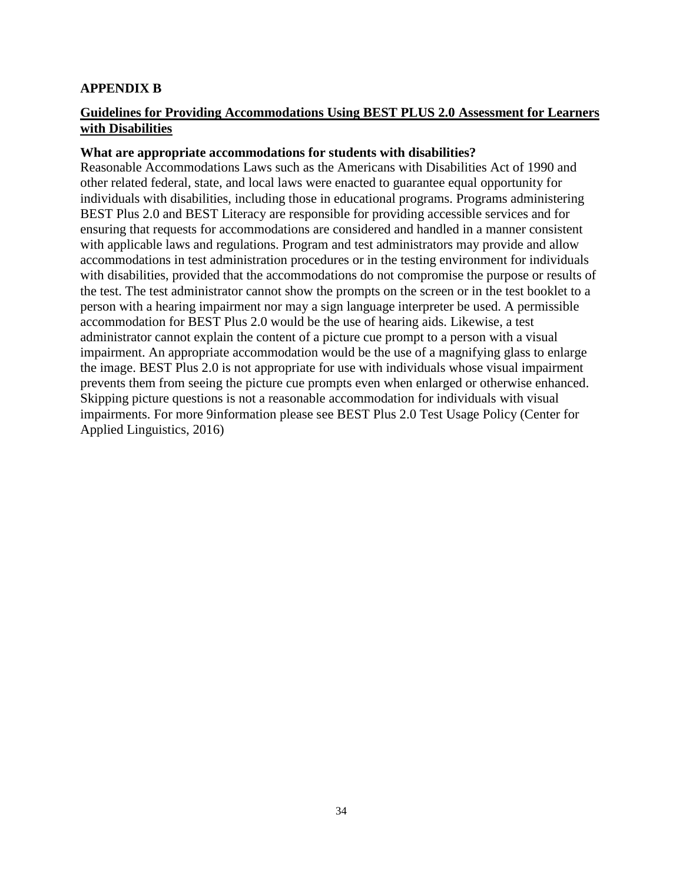**APPENDIX B**

## Guidelines for Providing Accommodations Using BEST PLUS 2.0 Assessment for Learners with Disabilities

**What are appropriate accommodations for students with disabilities?**

Reasonable Accommodations Laws such as the Americans with Disabilities Act of 1990 and other related federal, state, and local laws were enacted to guarantee equal opportunity for individuals with disabilities, including those in educational programs. Programs administering BEST Plus 2.0 and BEST Literacy are responsible for providing accessible services and for ensuring that requests for accommodations are considered and handled in a manner consistent with applicable laws and regulations. Program and test administrators may provide and allow accommodations in test administration procedures or in the testing environment for individuals with disabilities, provided that the accommodations do not compromise the purpose or results of the test. The test administrator cannot show the prompts on the screen or in the test booklet to a person with a hearing impairment nor may a sign language interpreter be used. A permissible accommodation for BEST Plus 2.0 would be the use of hearing aids. Likewise, a test administrator cannot explain the content of a picture cue prompt to a person with a visual impairment. An appropriate accommodation would be the use of a magnifying glass to enlarge the image. BEST Plus 2.0 is not appropriate for use with individuals whose visual impairment prevents them from seeing the picture cue prompts even when enlarged or otherwise enhanced. Skipping picture questions is not a reasonable accommodation for individuals with visual impairments. For more 9information please see BEST Plus 2.0 Test Usage Policy (Center for Applied Linguistics, 2016)